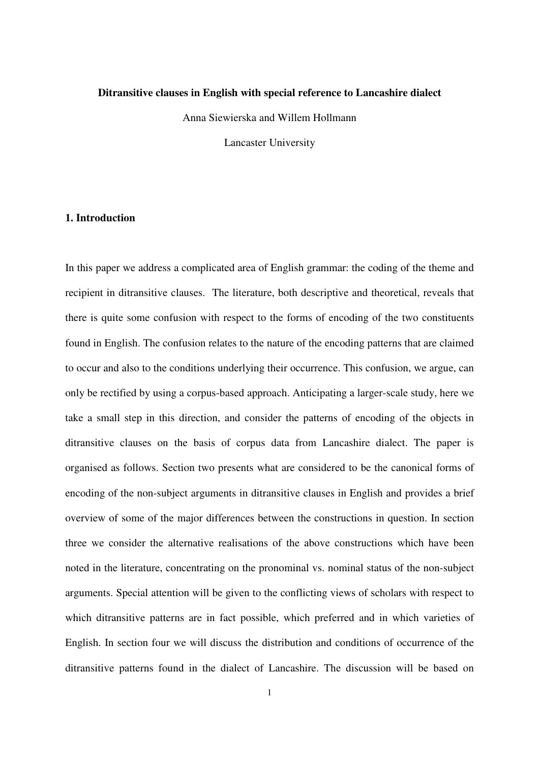# Ditransitive clauses in English with special reference to Lancashire dialect

Anna Siewierska and Willem Hollmann

Lancaster University

## 1. Introduction

In this paper we address a complicated area of English grammar: the coding of the theme and recipient in ditransitive clauses. The literature, both descriptive and theoretical, reveals that there is quite some confusion with respect to the forms of encoding of the two constituents found in English. The confusion relates to the nature of the encoding patterns that are claimed to occur and also to the conditions underlying their occurrence. This confusion, we argue, can only be rectified by using a corpus-based approach. Anticipating a larger-scale study, here we take a small step in this direction, and consider the patterns of encoding of the objects in ditransitive clauses on the basis of corpus data from Lancashire dialect. The paper is organised as follows. Section two presents what are considered to be the canonical forms of encoding of the non-subject arguments in ditransitive clauses in English and provides a brief overview of some of the major differences between the constructions in question. In section three we consider the alternative realisations of the above constructions which have been noted in the literature, concentrating on the pronominal vs. nominal status of the non-subject arguments. Special attention will be given to the conflicting views of scholars with respect to which ditransitive patterns are in fact possible, which preferred and in which varieties of English. In section four we will discuss the distribution and conditions of occurrence of the ditransitive patterns found in the dialect of Lancashire. The discussion will be based on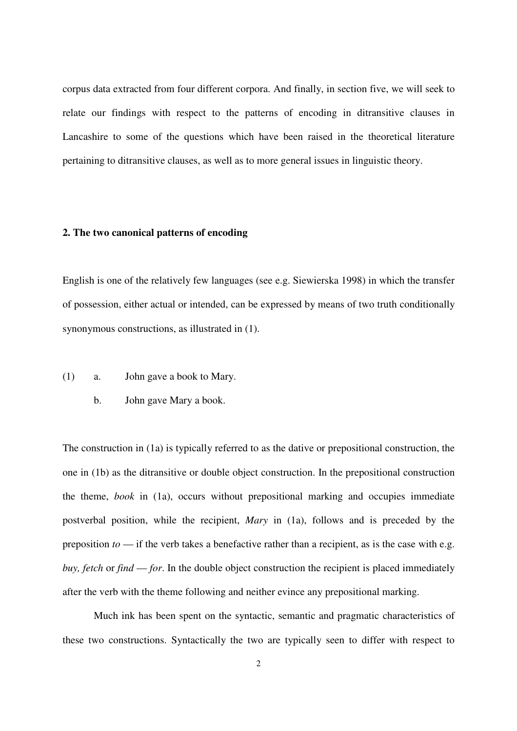corpus data extracted from four different corpora. And finally, in section five, we will seek to relate our findings with respect to the patterns of encoding in ditransitive clauses in Lancashire to some of the questions which have been raised in the theoretical literature pertaining to ditransitive clauses, as well as to more general issues in linguistic theory.

## 2. The two canonical patterns of encoding

English is one of the relatively few languages (see e.g. Siewierska 1998) in which the transfer of possession, either actual or intended, can be expressed by means of two truth conditionally synonymous constructions, as illustrated in (1).

(1) a. John gave a book to Mary.

b. John gave Mary a book.

The construction in (1a) is typically referred to as the dative or prepositional construction, the one in (1b) as the ditransitive or double object construction. In the prepositional construction the theme, *book* in (1a), occurs without prepositional marking and occupies immediate postverbal position, while the recipient, *Mary* in (1a), follows and is preceded by the preposition *to* — if the verb takes a benefactive rather than a recipient, as is the case with e.g. *buy, fetch* or *find* — *for*. In the double object construction the recipient is placed immediately after the verb with the theme following and neither evince any prepositional marking.

Much ink has been spent on the syntactic, semantic and pragmatic characteristics of these two constructions. Syntactically the two are typically seen to differ with respect to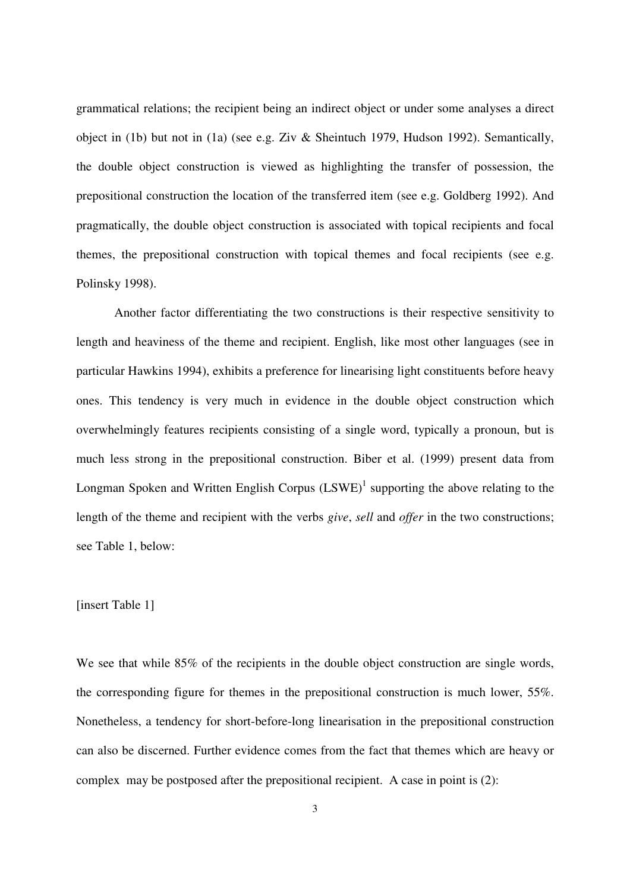grammatical relations; the recipient being an indirect object or under some analyses a direct object in (1b) but not in (1a) (see e.g. Ziv & Sheintuch 1979, Hudson 1992). Semantically, the double object construction is viewed as highlighting the transfer of possession, the prepositional construction the location of the transferred item (see e.g. Goldberg 1992). And pragmatically, the double object construction is associated with topical recipients and focal themes, the prepositional construction with topical themes and focal recipients (see e.g. Polinsky 1998).

Another factor differentiating the two constructions is their respective sensitivity to length and heaviness of the theme and recipient. English, like most other languages (see in particular Hawkins 1994), exhibits a preference for linearising light constituents before heavy ones. This tendency is very much in evidence in the double object construction which overwhelmingly features recipients consisting of a single word, typically a pronoun, but is much less strong in the prepositional construction. Biber et al. (1999) present data from Longman Spoken and Written English Corpus (LSWE)[1] supporting the above relating to the length of the theme and recipient with the verbs *give*, *sell* and *offer* in the two constructions; see Table 1, below:

[insert Table 1]

We see that while 85% of the recipients in the double object construction are single words, the corresponding figure for themes in the prepositional construction is much lower, 55%. Nonetheless, a tendency for short-before-long linearisation in the prepositional construction can also be discerned. Further evidence comes from the fact that themes which are heavy or complex may be postposed after the prepositional recipient. A case in point is (2):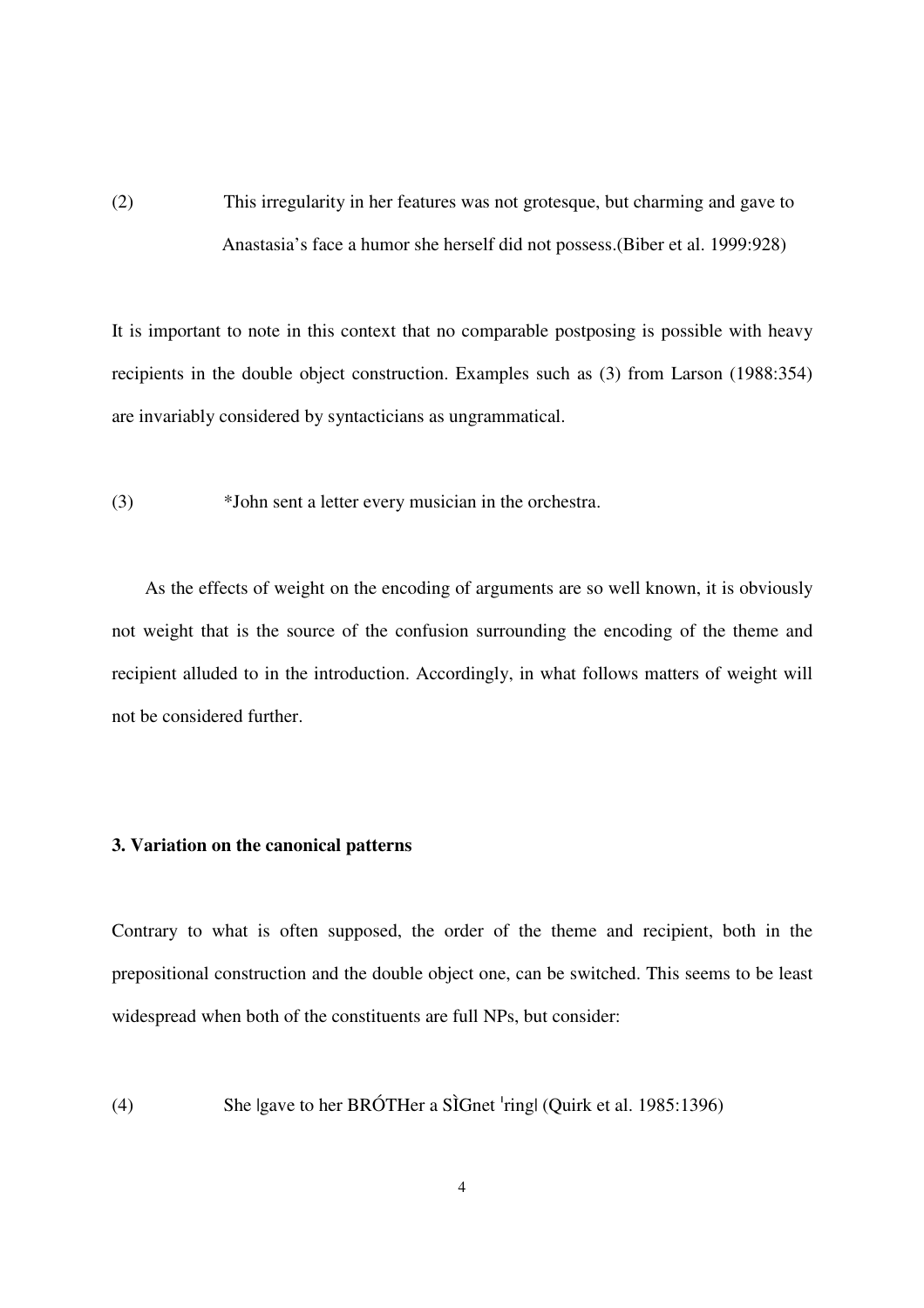(2) This irregularity in her features was not grotesque, but charming and gave to Anastasia's face a humor she herself did not possess.(Biber et al. 1999:928)

It is important to note in this context that no comparable postposing is possible with heavy recipients in the double object construction. Examples such as (3) from Larson (1988:354) are invariably considered by syntacticians as ungrammatical.

(3) *John sent a letter every musician in the orchestra.

As the effects of weight on the encoding of arguments are so well known, it is obviously not weight that is the source of the confusion surrounding the encoding of the theme and recipient alluded to in the introduction. Accordingly, in what follows matters of weight will not be considered further.

### 3. Variation on the canonical patterns

Contrary to what is often supposed, the order of the theme and recipient, both in the prepositional construction and the double object one, can be switched. This seems to be least widespread when both of the constituents are full NPs, but consider:

(4) She |gave to her BRÓTHer a SÌGnet ˈring| (Quirk et al. 1985:1396)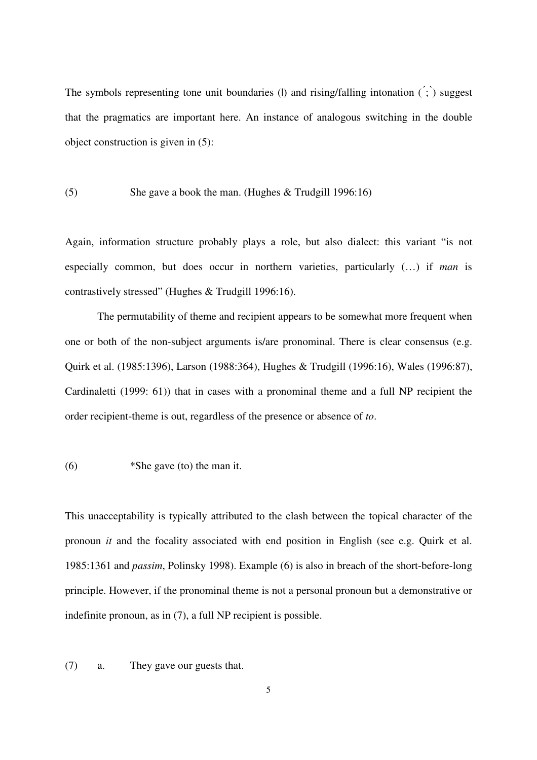The symbols representing tone unit boundaries (|) and rising/falling intonation (ˊ;ˋ) suggest that the pragmatics are important here. An instance of analogous switching in the double object construction is given in (5):

(5) She gave a book the man. (Hughes & Trudgill 1996:16)

Again, information structure probably plays a role, but also dialect: this variant "is not especially common, but does occur in northern varieties, particularly (…) if *man* is contrastively stressed" (Hughes & Trudgill 1996:16).

The permutability of theme and recipient appears to be somewhat more frequent when one or both of the non-subject arguments is/are pronominal. There is clear consensus (e.g. Quirk et al. (1985:1396), Larson (1988:364), Hughes & Trudgill (1996:16), Wales (1996:87), Cardinaletti (1999: 61)) that in cases with a pronominal theme and a full NP recipient the order recipient-theme is out, regardless of the presence or absence of *to*.

(6) *She gave (to) the man it.

This unacceptability is typically attributed to the clash between the topical character of the pronoun *it* and the focality associated with end position in English (see e.g. Quirk et al. 1985:1361 and *passim*, Polinsky 1998). Example (6) is also in breach of the short-before-long principle. However, if the pronominal theme is not a personal pronoun but a demonstrative or indefinite pronoun, as in (7), a full NP recipient is possible.

(7) a. They gave our guests that.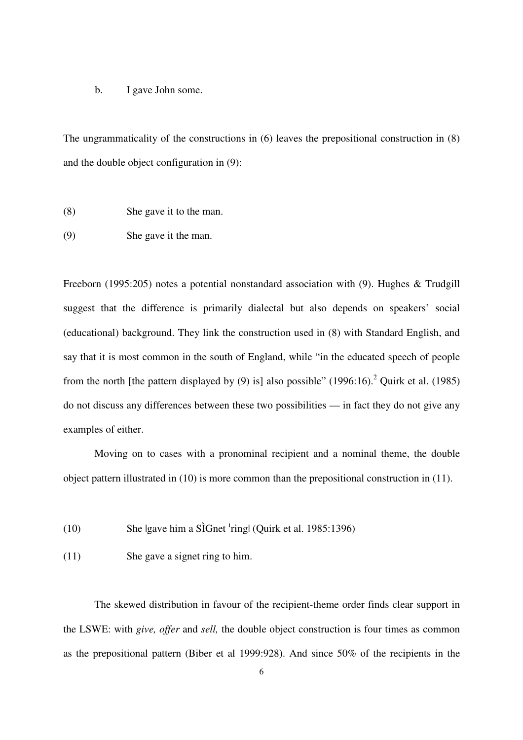b. I gave John some.

The ungrammaticality of the constructions in (6) leaves the prepositional construction in (8) and the double object configuration in (9):

(8) She gave it to the man.

(9) She gave it the man.

Freeborn (1995:205) notes a potential nonstandard association with (9). Hughes & Trudgill suggest that the difference is primarily dialectal but also depends on speakers' social (educational) background. They link the construction used in (8) with Standard English, and say that it is most common in the south of England, while "in the educated speech of people from the north [the pattern displayed by (9) is] also possible" (1996:16).[2] Quirk et al. (1985) do not discuss any differences between these two possibilities — in fact they do not give any examples of either.

Moving on to cases with a pronominal recipient and a nominal theme, the double object pattern illustrated in (10) is more common than the prepositional construction in (11).

(10) She |gave him a SÌGnet ˈring| (Quirk et al. 1985:1396)

(11) She gave a signet ring to him.

The skewed distribution in favour of the recipient-theme order finds clear support in the LSWE: with *give, offer* and *sell,* the double object construction is four times as common as the prepositional pattern (Biber et al 1999:928). And since 50% of the recipients in the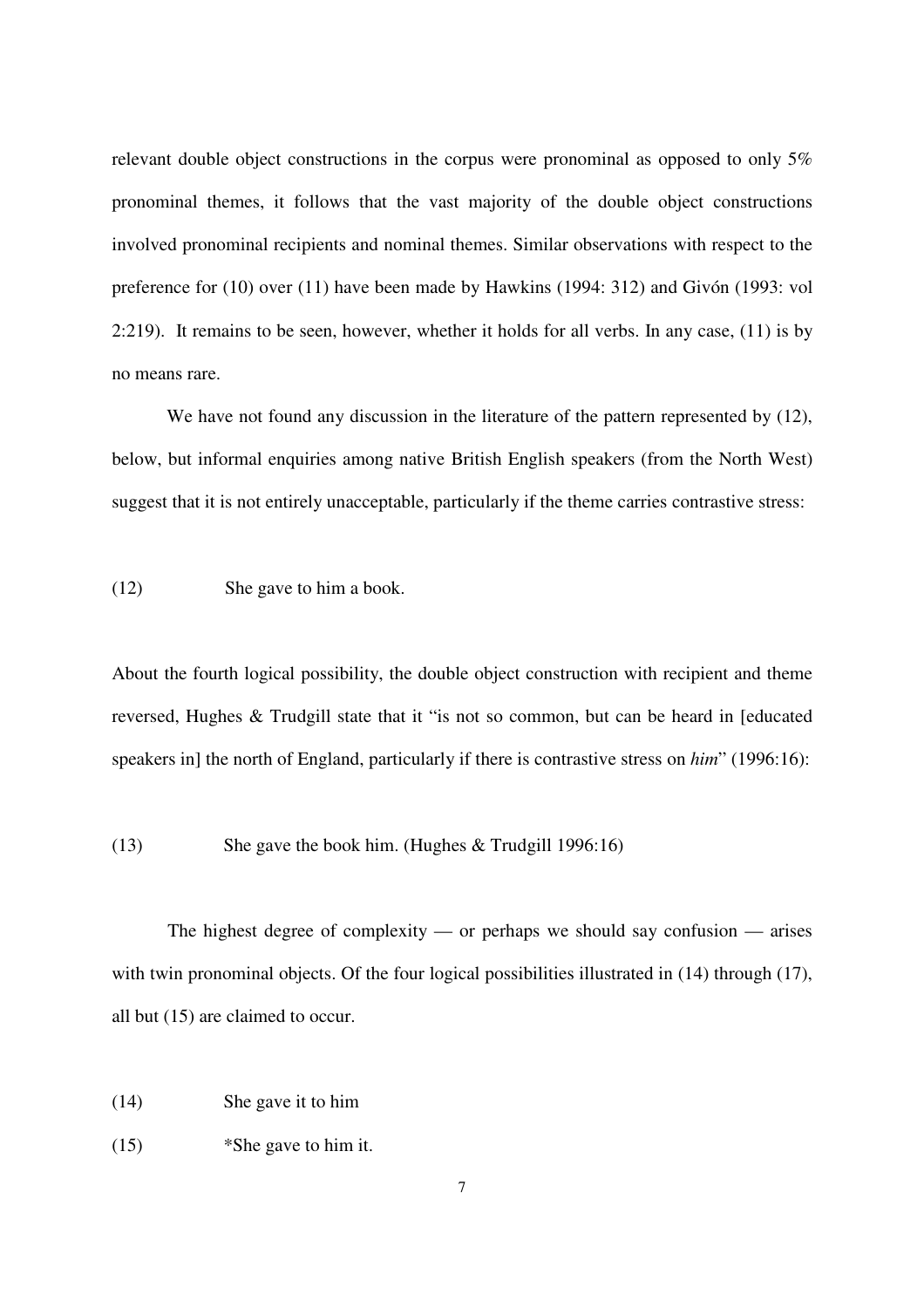relevant double object constructions in the corpus were pronominal as opposed to only 5% pronominal themes, it follows that the vast majority of the double object constructions involved pronominal recipients and nominal themes. Similar observations with respect to the preference for (10) over (11) have been made by Hawkins (1994: 312) and Givón (1993: vol 2:219). It remains to be seen, however, whether it holds for all verbs. In any case, (11) is by no means rare.

We have not found any discussion in the literature of the pattern represented by (12), below, but informal enquiries among native British English speakers (from the North West) suggest that it is not entirely unacceptable, particularly if the theme carries contrastive stress:

(12) She gave to him a book.

About the fourth logical possibility, the double object construction with recipient and theme reversed, Hughes & Trudgill state that it "is not so common, but can be heard in [educated speakers in] the north of England, particularly if there is contrastive stress on *him*" (1996:16):

(13) She gave the book him. (Hughes & Trudgill 1996:16)

The highest degree of complexity — or perhaps we should say confusion — arises with twin pronominal objects. Of the four logical possibilities illustrated in (14) through (17), all but (15) are claimed to occur.

(14) She gave it to him

(15) *She gave to him it.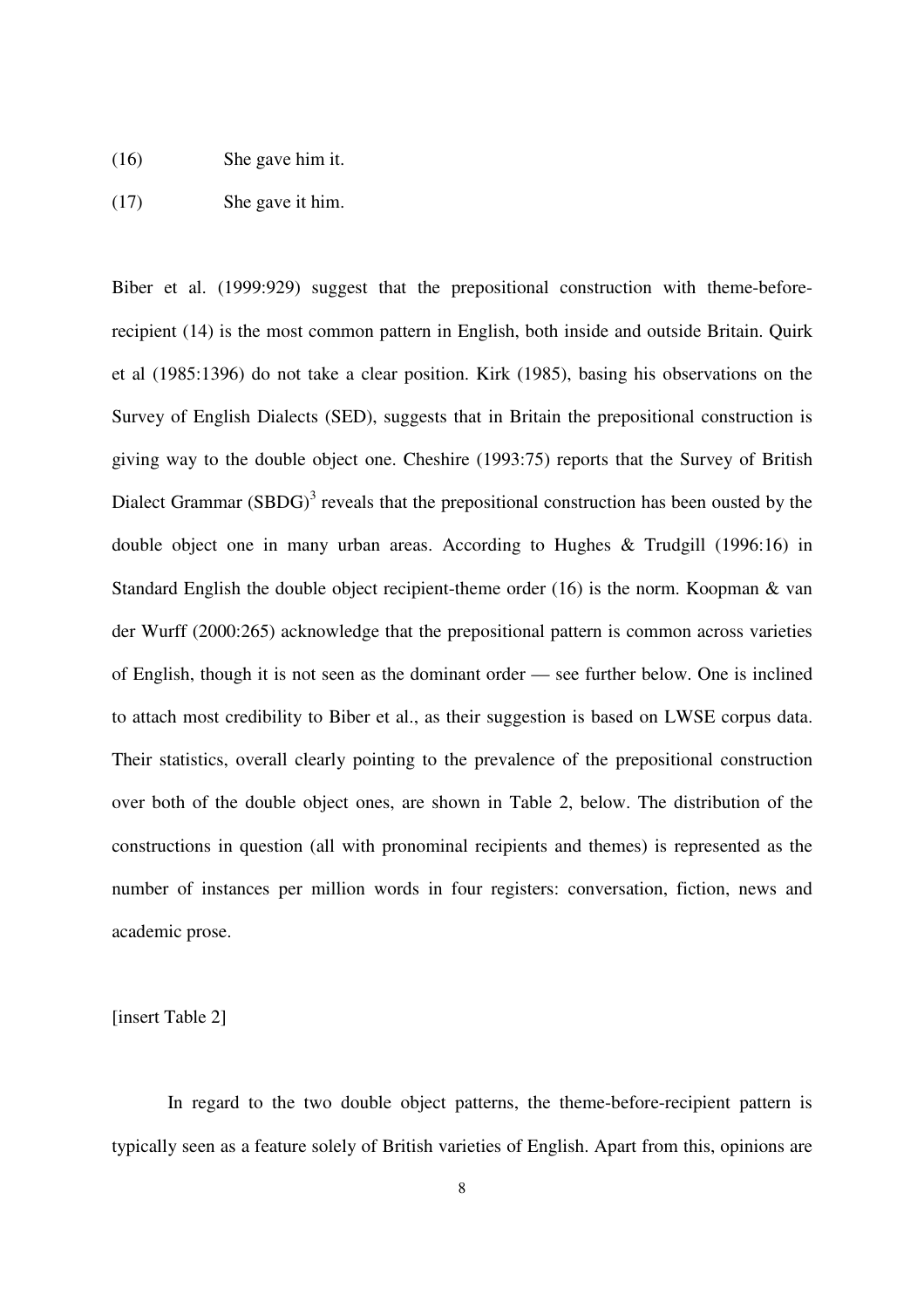(16) She gave him it.

(17) She gave it him.

Biber et al. (1999:929) suggest that the prepositional construction with theme-before-recipient (14) is the most common pattern in English, both inside and outside Britain. Quirk et al (1985:1396) do not take a clear position. Kirk (1985), basing his observations on the Survey of English Dialects (SED), suggests that in Britain the prepositional construction is giving way to the double object one. Cheshire (1993:75) reports that the Survey of British Dialect Grammar (SBDG)[3] reveals that the prepositional construction has been ousted by the double object one in many urban areas. According to Hughes & Trudgill (1996:16) in Standard English the double object recipient-theme order (16) is the norm. Koopman & van der Wurff (2000:265) acknowledge that the prepositional pattern is common across varieties of English, though it is not seen as the dominant order — see further below. One is inclined to attach most credibility to Biber et al., as their suggestion is based on LWSE corpus data. Their statistics, overall clearly pointing to the prevalence of the prepositional construction over both of the double object ones, are shown in Table 2, below. The distribution of the constructions in question (all with pronominal recipients and themes) is represented as the number of instances per million words in four registers: conversation, fiction, news and academic prose.

[insert Table 2]

In regard to the two double object patterns, the theme-before-recipient pattern is typically seen as a feature solely of British varieties of English. Apart from this, opinions are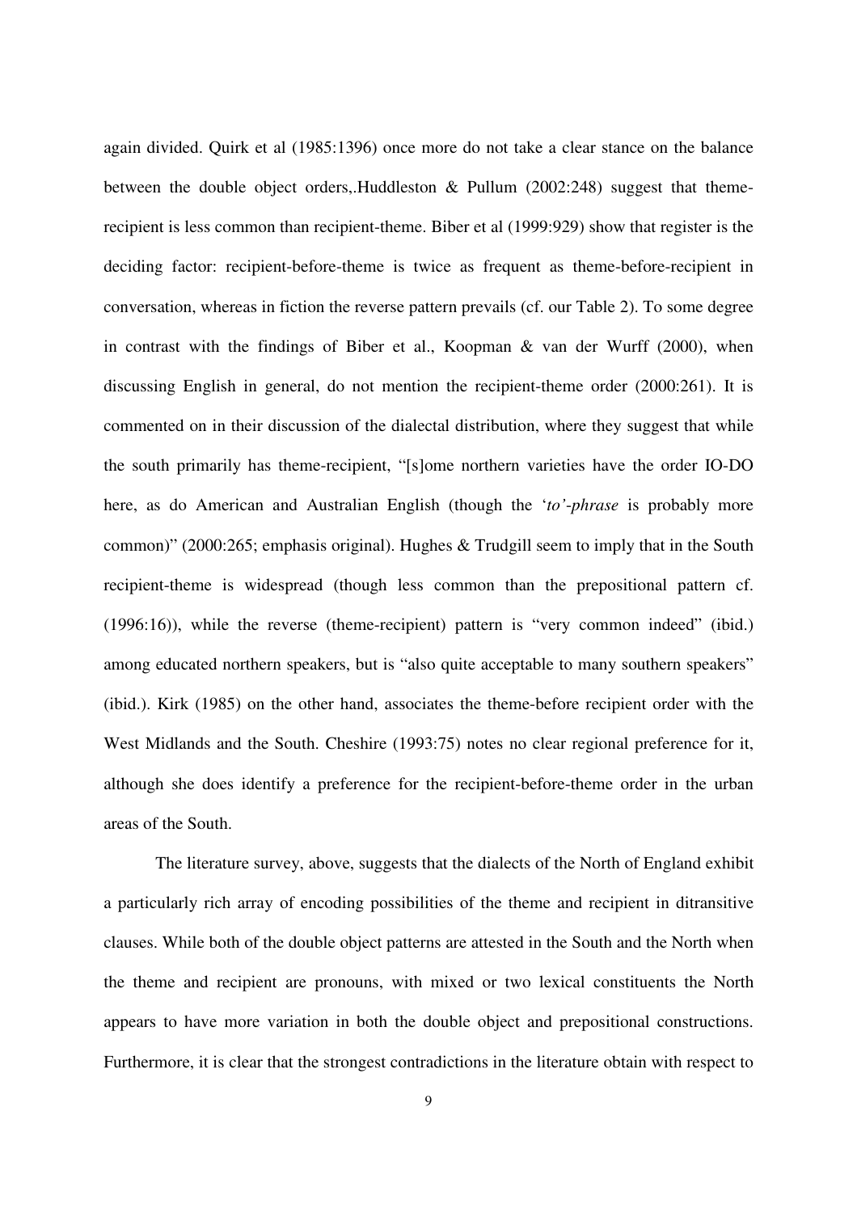again divided. Quirk et al (1985:1396) once more do not take a clear stance on the balance between the double object orders,.Huddleston & Pullum (2002:248) suggest that theme-recipient is less common than recipient-theme. Biber et al (1999:929) show that register is the deciding factor: recipient-before-theme is twice as frequent as theme-before-recipient in conversation, whereas in fiction the reverse pattern prevails (cf. our Table 2). To some degree in contrast with the findings of Biber et al., Koopman & van der Wurff (2000), when discussing English in general, do not mention the recipient-theme order (2000:261). It is commented on in their discussion of the dialectal distribution, where they suggest that while the south primarily has theme-recipient, "[s]ome northern varieties have the order IO-DO here, as do American and Australian English (though the '*to'-phrase* is probably more common)" (2000:265; emphasis original). Hughes & Trudgill seem to imply that in the South recipient-theme is widespread (though less common than the prepositional pattern cf. (1996:16)), while the reverse (theme-recipient) pattern is "very common indeed" (ibid.) among educated northern speakers, but is "also quite acceptable to many southern speakers" (ibid.). Kirk (1985) on the other hand, associates the theme-before recipient order with the West Midlands and the South. Cheshire (1993:75) notes no clear regional preference for it, although she does identify a preference for the recipient-before-theme order in the urban areas of the South.

The literature survey, above, suggests that the dialects of the North of England exhibit a particularly rich array of encoding possibilities of the theme and recipient in ditransitive clauses. While both of the double object patterns are attested in the South and the North when the theme and recipient are pronouns, with mixed or two lexical constituents the North appears to have more variation in both the double object and prepositional constructions. Furthermore, it is clear that the strongest contradictions in the literature obtain with respect to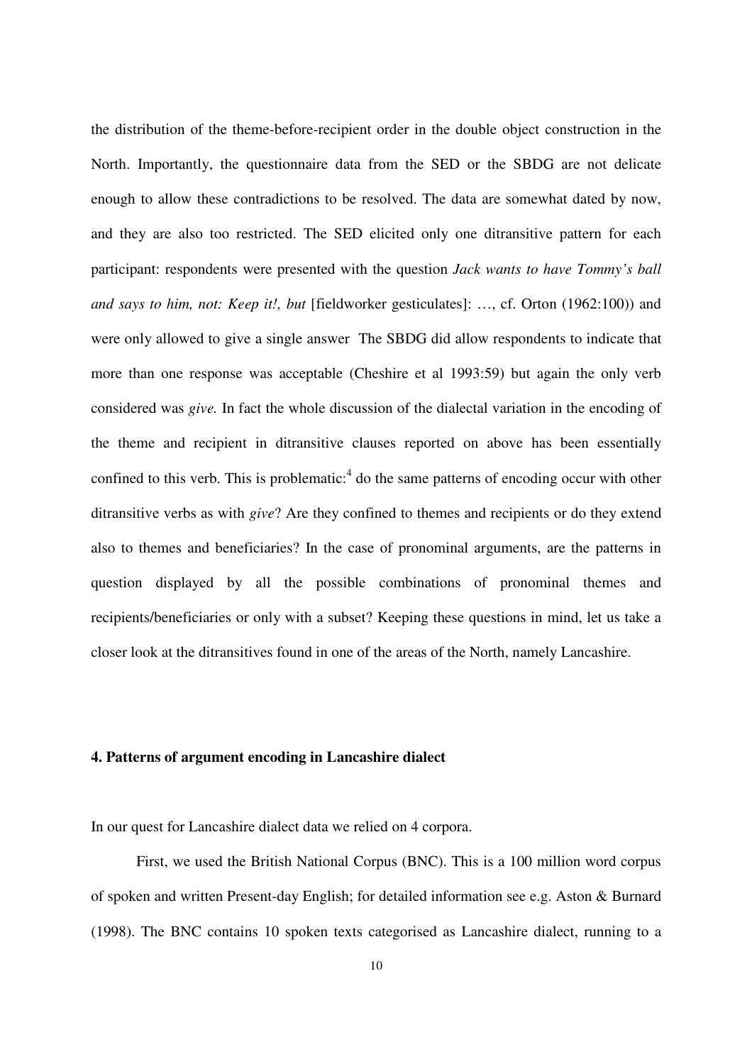the distribution of the theme-before-recipient order in the double object construction in the North. Importantly, the questionnaire data from the SED or the SBDG are not delicate enough to allow these contradictions to be resolved. The data are somewhat dated by now, and they are also too restricted. The SED elicited only one ditransitive pattern for each participant: respondents were presented with the question *Jack wants to have Tommy's ball and says to him, not: Keep it!, but* [fieldworker gesticulates]: …, cf. Orton (1962:100)) and were only allowed to give a single answer  The SBDG did allow respondents to indicate that more than one response was acceptable (Cheshire et al 1993:59) but again the only verb considered was *give.* In fact the whole discussion of the dialectal variation in the encoding of the theme and recipient in ditransitive clauses reported on above has been essentially confined to this verb. This is problematic:[4] do the same patterns of encoding occur with other ditransitive verbs as with *give*? Are they confined to themes and recipients or do they extend also to themes and beneficiaries? In the case of pronominal arguments, are the patterns in question displayed by all the possible combinations of pronominal themes and recipients/beneficiaries or only with a subset? Keeping these questions in mind, let us take a closer look at the ditransitives found in one of the areas of the North, namely Lancashire.

## 4. Patterns of argument encoding in Lancashire dialect

In our quest for Lancashire dialect data we relied on 4 corpora.

First, we used the British National Corpus (BNC). This is a 100 million word corpus of spoken and written Present-day English; for detailed information see e.g. Aston & Burnard (1998). The BNC contains 10 spoken texts categorised as Lancashire dialect, running to a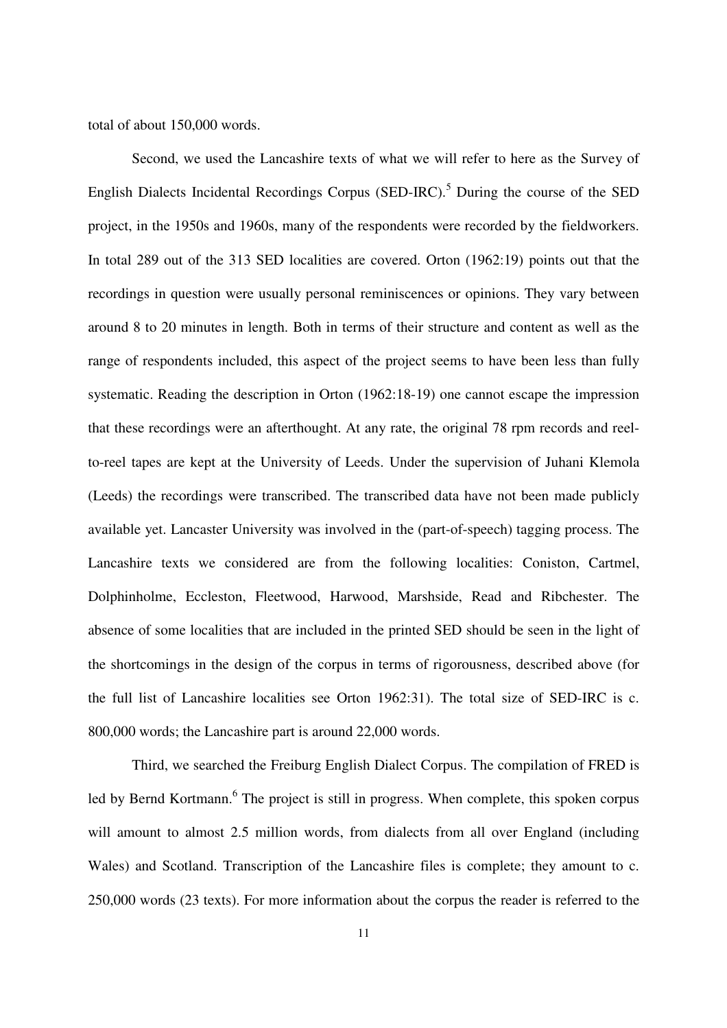total of about 150,000 words.

Second, we used the Lancashire texts of what we will refer to here as the Survey of English Dialects Incidental Recordings Corpus (SED-IRC).[5] During the course of the SED project, in the 1950s and 1960s, many of the respondents were recorded by the fieldworkers. In total 289 out of the 313 SED localities are covered. Orton (1962:19) points out that the recordings in question were usually personal reminiscences or opinions. They vary between around 8 to 20 minutes in length. Both in terms of their structure and content as well as the range of respondents included, this aspect of the project seems to have been less than fully systematic. Reading the description in Orton (1962:18-19) one cannot escape the impression that these recordings were an afterthought. At any rate, the original 78 rpm records and reel-to-reel tapes are kept at the University of Leeds. Under the supervision of Juhani Klemola (Leeds) the recordings were transcribed. The transcribed data have not been made publicly available yet. Lancaster University was involved in the (part-of-speech) tagging process. The Lancashire texts we considered are from the following localities: Coniston, Cartmel, Dolphinholme, Eccleston, Fleetwood, Harwood, Marshside, Read and Ribchester. The absence of some localities that are included in the printed SED should be seen in the light of the shortcomings in the design of the corpus in terms of rigorousness, described above (for the full list of Lancashire localities see Orton 1962:31). The total size of SED-IRC is c. 800,000 words; the Lancashire part is around 22,000 words.

Third, we searched the Freiburg English Dialect Corpus. The compilation of FRED is led by Bernd Kortmann.[6] The project is still in progress. When complete, this spoken corpus will amount to almost 2.5 million words, from dialects from all over England (including Wales) and Scotland. Transcription of the Lancashire files is complete; they amount to c. 250,000 words (23 texts). For more information about the corpus the reader is referred to the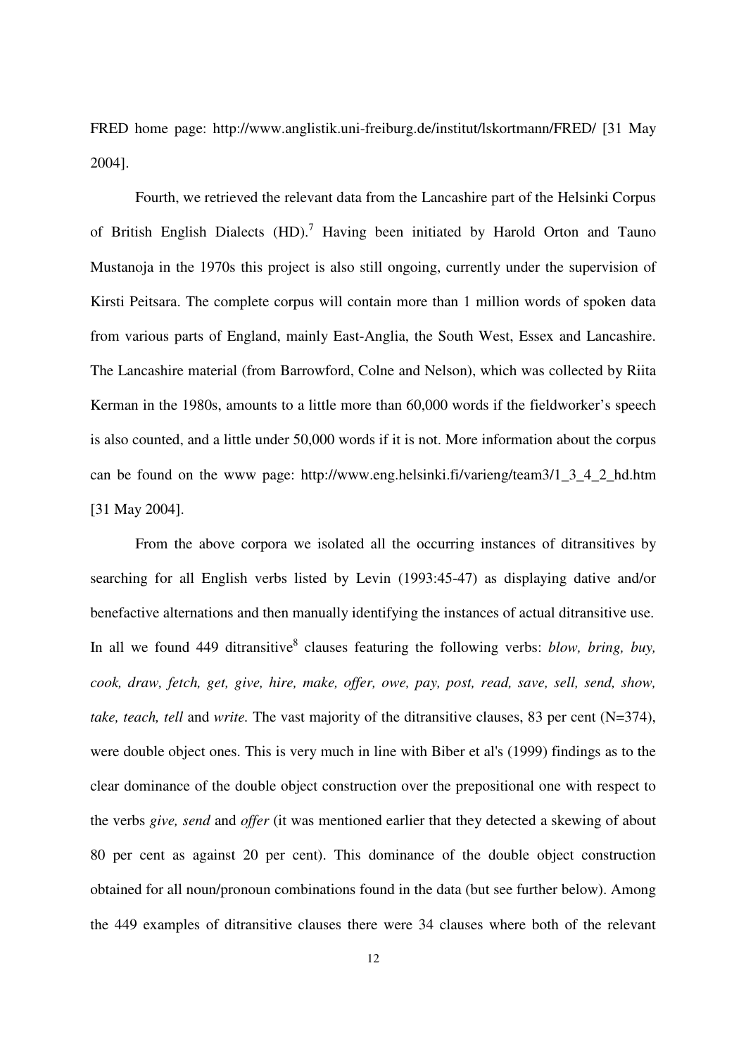FRED home page: http://www.anglistik.uni-freiburg.de/institut/lskortmann/FRED/ [31 May 2004].

Fourth, we retrieved the relevant data from the Lancashire part of the Helsinki Corpus of British English Dialects (HD).[7] Having been initiated by Harold Orton and Tauno Mustanoja in the 1970s this project is also still ongoing, currently under the supervision of Kirsti Peitsara. The complete corpus will contain more than 1 million words of spoken data from various parts of England, mainly East-Anglia, the South West, Essex and Lancashire. The Lancashire material (from Barrowford, Colne and Nelson), which was collected by Riita Kerman in the 1980s, amounts to a little more than 60,000 words if the fieldworker's speech is also counted, and a little under 50,000 words if it is not. More information about the corpus can be found on the www page: http://www.eng.helsinki.fi/varieng/team3/1_3_4_2_hd.htm [31 May 2004].

From the above corpora we isolated all the occurring instances of ditransitives by searching for all English verbs listed by Levin (1993:45-47) as displaying dative and/or benefactive alternations and then manually identifying the instances of actual ditransitive use. In all we found 449 ditransitive[8] clauses featuring the following verbs: *blow, bring, buy, cook, draw, fetch, get, give, hire, make, offer, owe, pay, post, read, save, sell, send, show, take, teach, tell* and *write.* The vast majority of the ditransitive clauses, 83 per cent (N=374), were double object ones. This is very much in line with Biber et al's (1999) findings as to the clear dominance of the double object construction over the prepositional one with respect to the verbs *give, send* and *offer* (it was mentioned earlier that they detected a skewing of about 80 per cent as against 20 per cent). This dominance of the double object construction obtained for all noun/pronoun combinations found in the data (but see further below). Among the 449 examples of ditransitive clauses there were 34 clauses where both of the relevant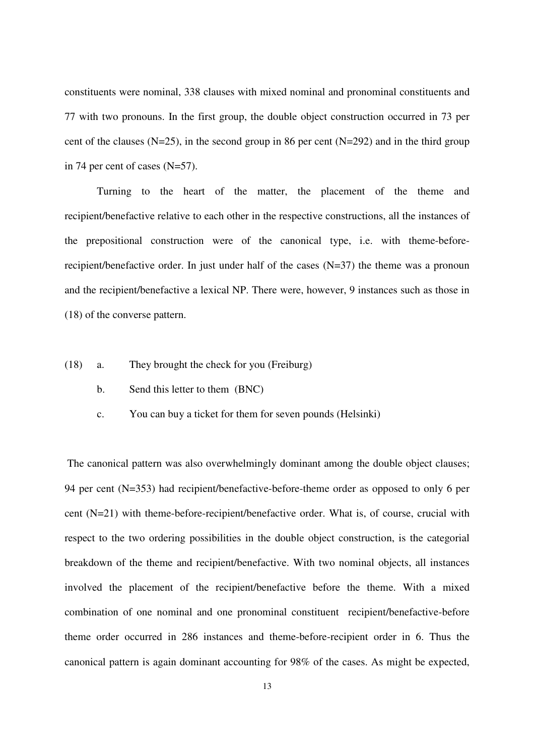constituents were nominal, 338 clauses with mixed nominal and pronominal constituents and 77 with two pronouns. In the first group, the double object construction occurred in 73 per cent of the clauses (N=25), in the second group in 86 per cent (N=292) and in the third group in 74 per cent of cases (N=57).

Turning to the heart of the matter, the placement of the theme and recipient/benefactive relative to each other in the respective constructions, all the instances of the prepositional construction were of the canonical type, i.e. with theme-before-recipient/benefactive order. In just under half of the cases (N=37) the theme was a pronoun and the recipient/benefactive a lexical NP. There were, however, 9 instances such as those in (18) of the converse pattern.

(18) a. They brought the check for you (Freiburg)

b. Send this letter to them (BNC)

c. You can buy a ticket for them for seven pounds (Helsinki)

The canonical pattern was also overwhelmingly dominant among the double object clauses; 94 per cent (N=353) had recipient/benefactive-before-theme order as opposed to only 6 per cent (N=21) with theme-before-recipient/benefactive order. What is, of course, crucial with respect to the two ordering possibilities in the double object construction, is the categorial breakdown of the theme and recipient/benefactive. With two nominal objects, all instances involved the placement of the recipient/benefactive before the theme. With a mixed combination of one nominal and one pronominal constituent recipient/benefactive-before theme order occurred in 286 instances and theme-before-recipient order in 6. Thus the canonical pattern is again dominant accounting for 98% of the cases. As might be expected,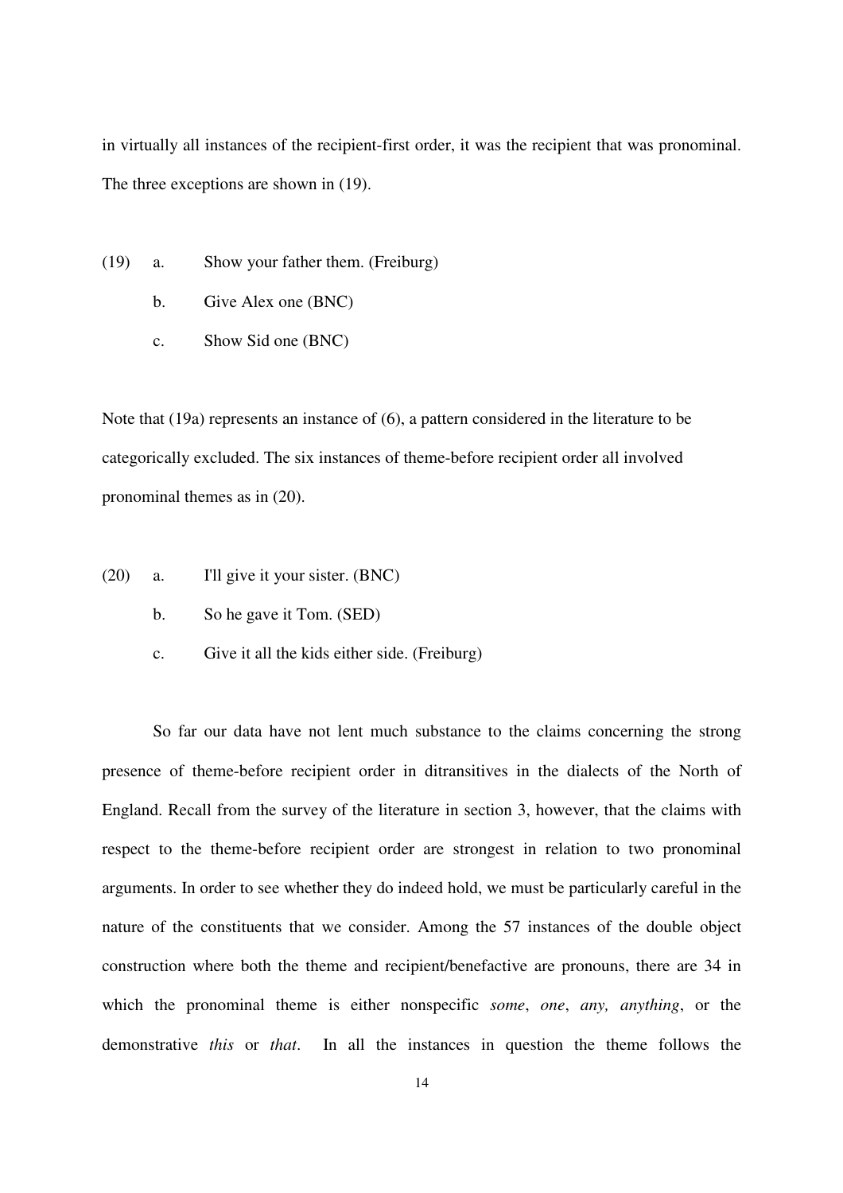in virtually all instances of the recipient-first order, it was the recipient that was pronominal. The three exceptions are shown in (19).

(19) a. Show your father them. (Freiburg)

b. Give Alex one (BNC)

c. Show Sid one (BNC)

Note that (19a) represents an instance of (6), a pattern considered in the literature to be categorically excluded. The six instances of theme-before recipient order all involved pronominal themes as in (20).

(20) a. I'll give it your sister. (BNC)

b. So he gave it Tom. (SED)

c. Give it all the kids either side. (Freiburg)

So far our data have not lent much substance to the claims concerning the strong presence of theme-before recipient order in ditransitives in the dialects of the North of England. Recall from the survey of the literature in section 3, however, that the claims with respect to the theme-before recipient order are strongest in relation to two pronominal arguments. In order to see whether they do indeed hold, we must be particularly careful in the nature of the constituents that we consider. Among the 57 instances of the double object construction where both the theme and recipient/benefactive are pronouns, there are 34 in which the pronominal theme is either nonspecific *some*, *one*, *any, anything*, or the demonstrative *this* or *that*. In all the instances in question the theme follows the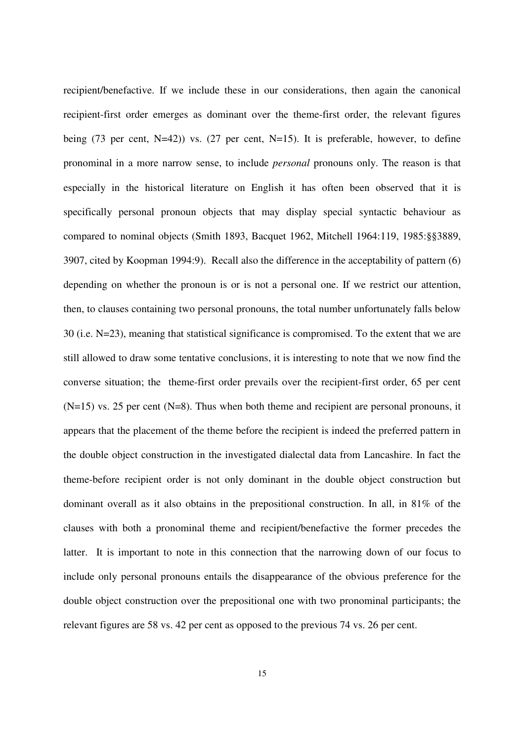recipient/benefactive. If we include these in our considerations, then again the canonical recipient-first order emerges as dominant over the theme-first order, the relevant figures being (73 per cent, N=42)) vs. (27 per cent, N=15). It is preferable, however, to define pronominal in a more narrow sense, to include *personal* pronouns only. The reason is that especially in the historical literature on English it has often been observed that it is specifically personal pronoun objects that may display special syntactic behaviour as compared to nominal objects (Smith 1893, Bacquet 1962, Mitchell 1964:119, 1985:§§3889, 3907, cited by Koopman 1994:9). Recall also the difference in the acceptability of pattern (6) depending on whether the pronoun is or is not a personal one. If we restrict our attention, then, to clauses containing two personal pronouns, the total number unfortunately falls below 30 (i.e. N=23), meaning that statistical significance is compromised. To the extent that we are still allowed to draw some tentative conclusions, it is interesting to note that we now find the converse situation; the theme-first order prevails over the recipient-first order, 65 per cent (N=15) vs. 25 per cent (N=8). Thus when both theme and recipient are personal pronouns, it appears that the placement of the theme before the recipient is indeed the preferred pattern in the double object construction in the investigated dialectal data from Lancashire. In fact the theme-before recipient order is not only dominant in the double object construction but dominant overall as it also obtains in the prepositional construction. In all, in 81% of the clauses with both a pronominal theme and recipient/benefactive the former precedes the latter. It is important to note in this connection that the narrowing down of our focus to include only personal pronouns entails the disappearance of the obvious preference for the double object construction over the prepositional one with two pronominal participants; the relevant figures are 58 vs. 42 per cent as opposed to the previous 74 vs. 26 per cent.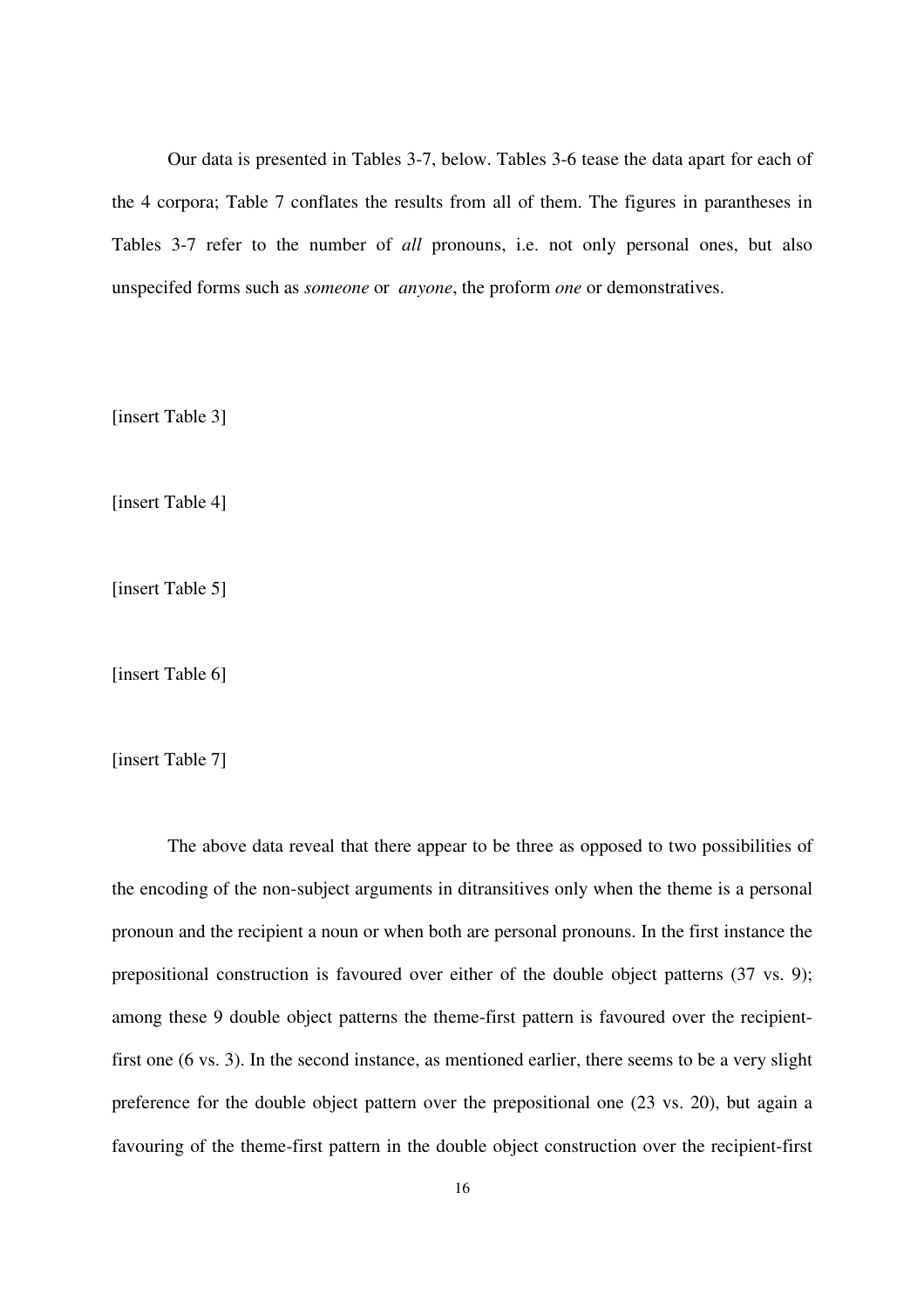Our data is presented in Tables 3-7, below. Tables 3-6 tease the data apart for each of the 4 corpora; Table 7 conflates the results from all of them. The figures in parantheses in Tables 3-7 refer to the number of *all* pronouns, i.e. not only personal ones, but also unspecifed forms such as *someone* or *anyone*, the proform *one* or demonstratives.

[insert Table 3]

[insert Table 4]

[insert Table 5]

[insert Table 6]

[insert Table 7]

The above data reveal that there appear to be three as opposed to two possibilities of the encoding of the non-subject arguments in ditransitives only when the theme is a personal pronoun and the recipient a noun or when both are personal pronouns. In the first instance the prepositional construction is favoured over either of the double object patterns (37 vs. 9); among these 9 double object patterns the theme-first pattern is favoured over the recipient-first one (6 vs. 3). In the second instance, as mentioned earlier, there seems to be a very slight preference for the double object pattern over the prepositional one (23 vs. 20), but again a favouring of the theme-first pattern in the double object construction over the recipient-first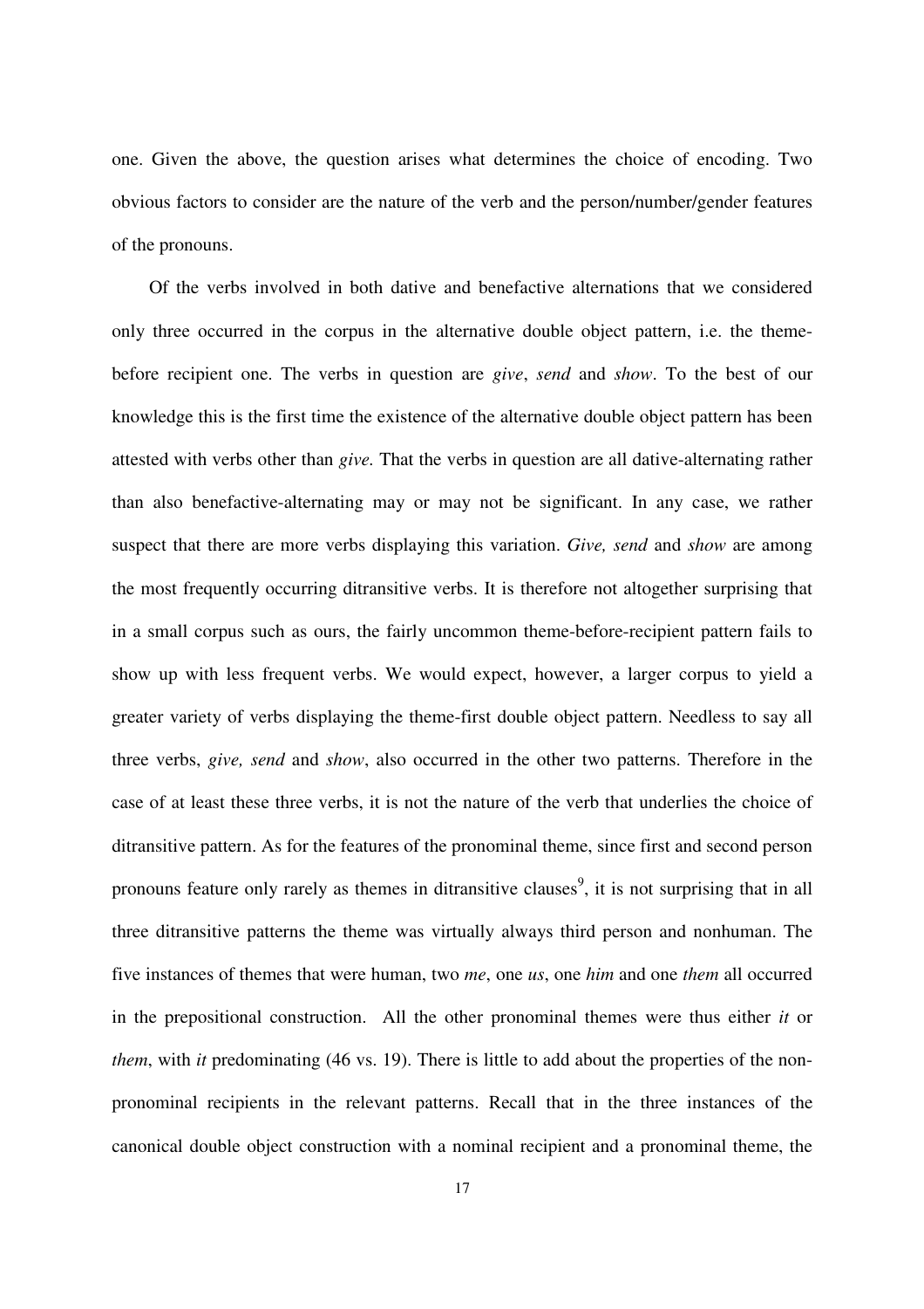one. Given the above, the question arises what determines the choice of encoding. Two obvious factors to consider are the nature of the verb and the person/number/gender features of the pronouns.

Of the verbs involved in both dative and benefactive alternations that we considered only three occurred in the corpus in the alternative double object pattern, i.e. the theme-before recipient one. The verbs in question are *give*, *send* and *show*. To the best of our knowledge this is the first time the existence of the alternative double object pattern has been attested with verbs other than *give.* That the verbs in question are all dative-alternating rather than also benefactive-alternating may or may not be significant. In any case, we rather suspect that there are more verbs displaying this variation. *Give, send* and *show* are among the most frequently occurring ditransitive verbs. It is therefore not altogether surprising that in a small corpus such as ours, the fairly uncommon theme-before-recipient pattern fails to show up with less frequent verbs. We would expect, however, a larger corpus to yield a greater variety of verbs displaying the theme-first double object pattern. Needless to say all three verbs, *give, send* and *show*, also occurred in the other two patterns. Therefore in the case of at least these three verbs, it is not the nature of the verb that underlies the choice of ditransitive pattern. As for the features of the pronominal theme, since first and second person pronouns feature only rarely as themes in ditransitive clauses[9], it is not surprising that in all three ditransitive patterns the theme was virtually always third person and nonhuman. The five instances of themes that were human, two *me*, one *us*, one *him* and one *them* all occurred in the prepositional construction. All the other pronominal themes were thus either *it* or *them*, with *it* predominating (46 vs. 19). There is little to add about the properties of the non-pronominal recipients in the relevant patterns. Recall that in the three instances of the canonical double object construction with a nominal recipient and a pronominal theme, the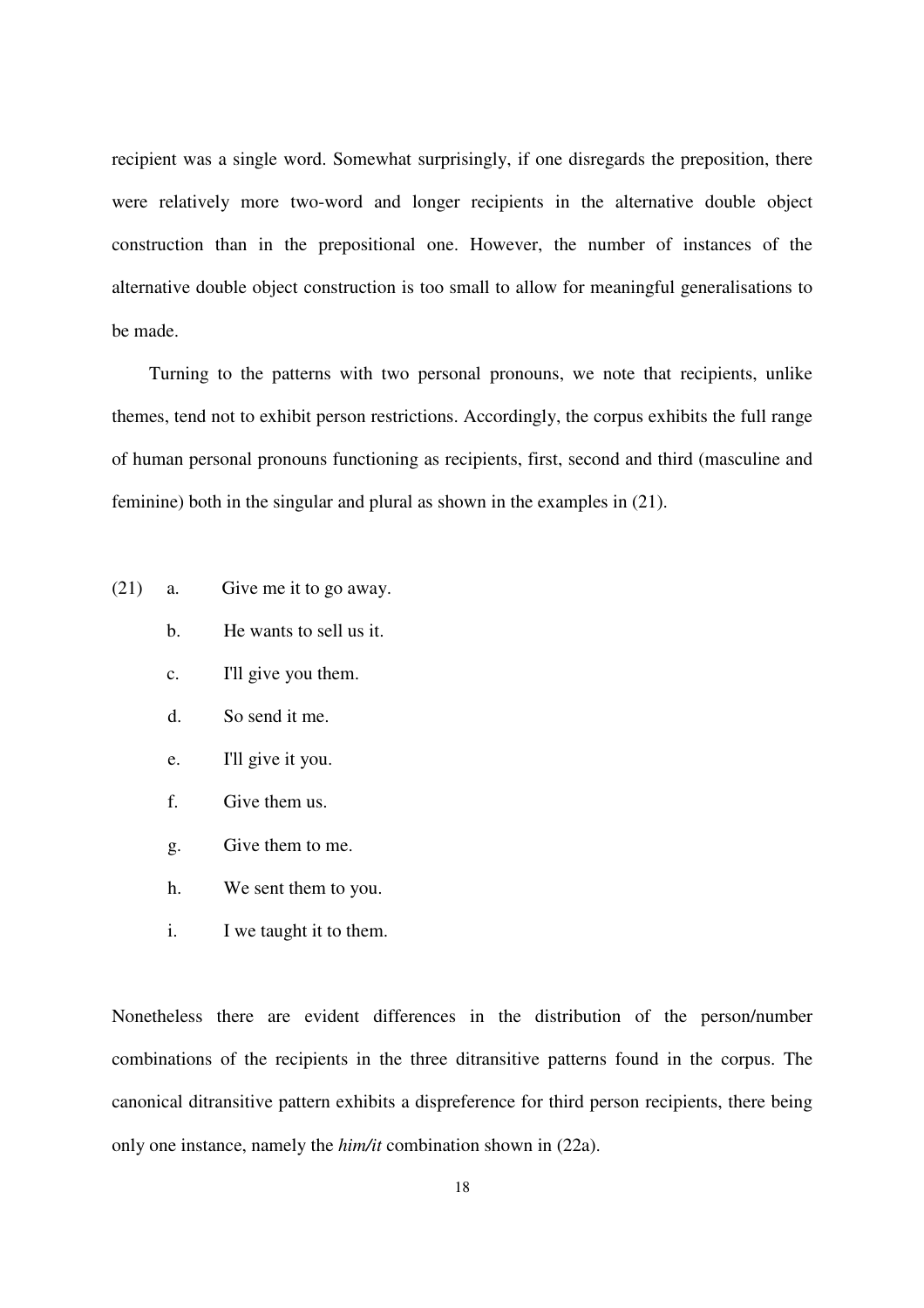recipient was a single word. Somewhat surprisingly, if one disregards the preposition, there were relatively more two-word and longer recipients in the alternative double object construction than in the prepositional one. However, the number of instances of the alternative double object construction is too small to allow for meaningful generalisations to be made.

Turning to the patterns with two personal pronouns, we note that recipients, unlike themes, tend not to exhibit person restrictions. Accordingly, the corpus exhibits the full range of human personal pronouns functioning as recipients, first, second and third (masculine and feminine) both in the singular and plural as shown in the examples in (21).

(21)
- a. Give me it to go away.
- b. He wants to sell us it.
- c. I'll give you them.
- d. So send it me.
- e. I'll give it you.
- f. Give them us.
- g. Give them to me.
- h. We sent them to you.
- i. I we taught it to them.

Nonetheless there are evident differences in the distribution of the person/number combinations of the recipients in the three ditransitive patterns found in the corpus. The canonical ditransitive pattern exhibits a dispreference for third person recipients, there being only one instance, namely the *him/it* combination shown in (22a).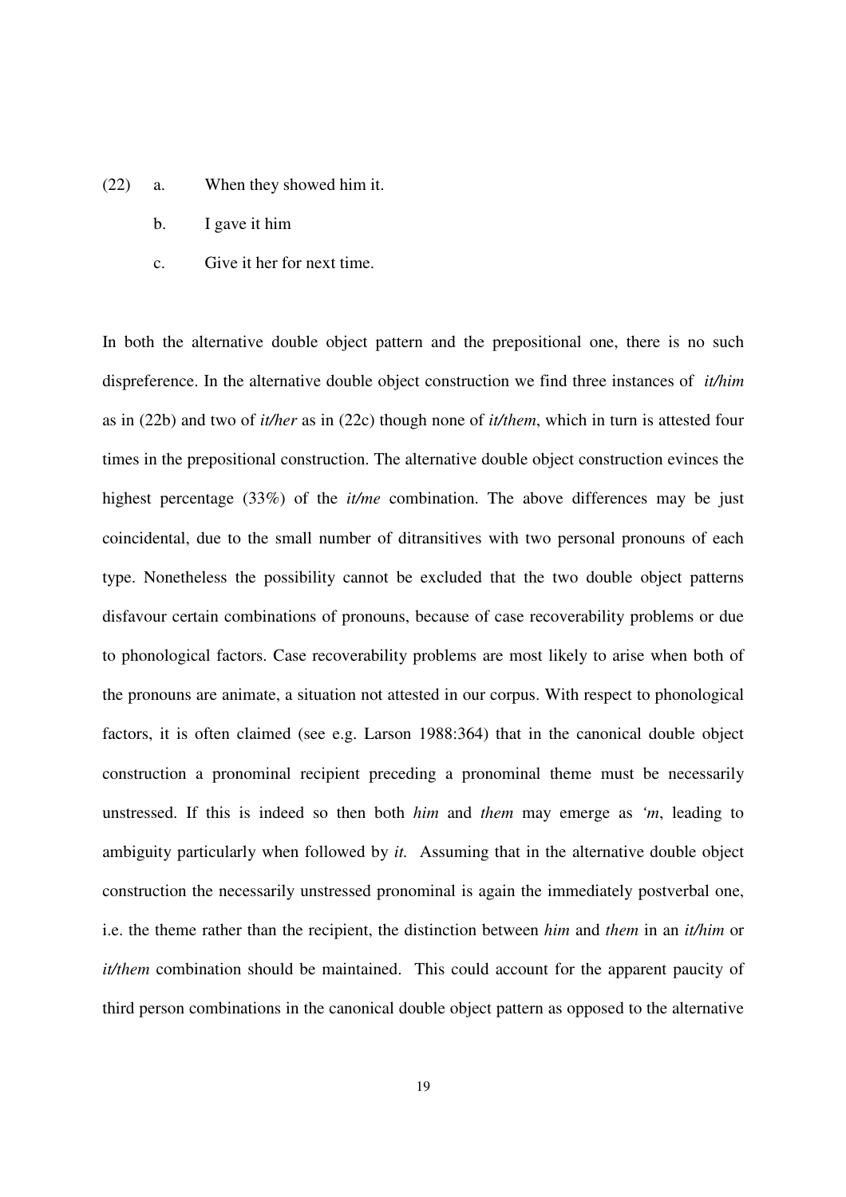(22) a. When they showed him it.

b. I gave it him

c. Give it her for next time.

In both the alternative double object pattern and the prepositional one, there is no such dispreference. In the alternative double object construction we find three instances of *it/him* as in (22b) and two of *it/her* as in (22c) though none of *it/them*, which in turn is attested four times in the prepositional construction. The alternative double object construction evinces the highest percentage (33%) of the *it/me* combination. The above differences may be just coincidental, due to the small number of ditransitives with two personal pronouns of each type. Nonetheless the possibility cannot be excluded that the two double object patterns disfavour certain combinations of pronouns, because of case recoverability problems or due to phonological factors. Case recoverability problems are most likely to arise when both of the pronouns are animate, a situation not attested in our corpus. With respect to phonological factors, it is often claimed (see e.g. Larson 1988:364) that in the canonical double object construction a pronominal recipient preceding a pronominal theme must be necessarily unstressed. If this is indeed so then both *him* and *them* may emerge as *'m*, leading to ambiguity particularly when followed by *it.* Assuming that in the alternative double object construction the necessarily unstressed pronominal is again the immediately postverbal one, i.e. the theme rather than the recipient, the distinction between *him* and *them* in an *it/him* or *it/them* combination should be maintained. This could account for the apparent paucity of third person combinations in the canonical double object pattern as opposed to the alternative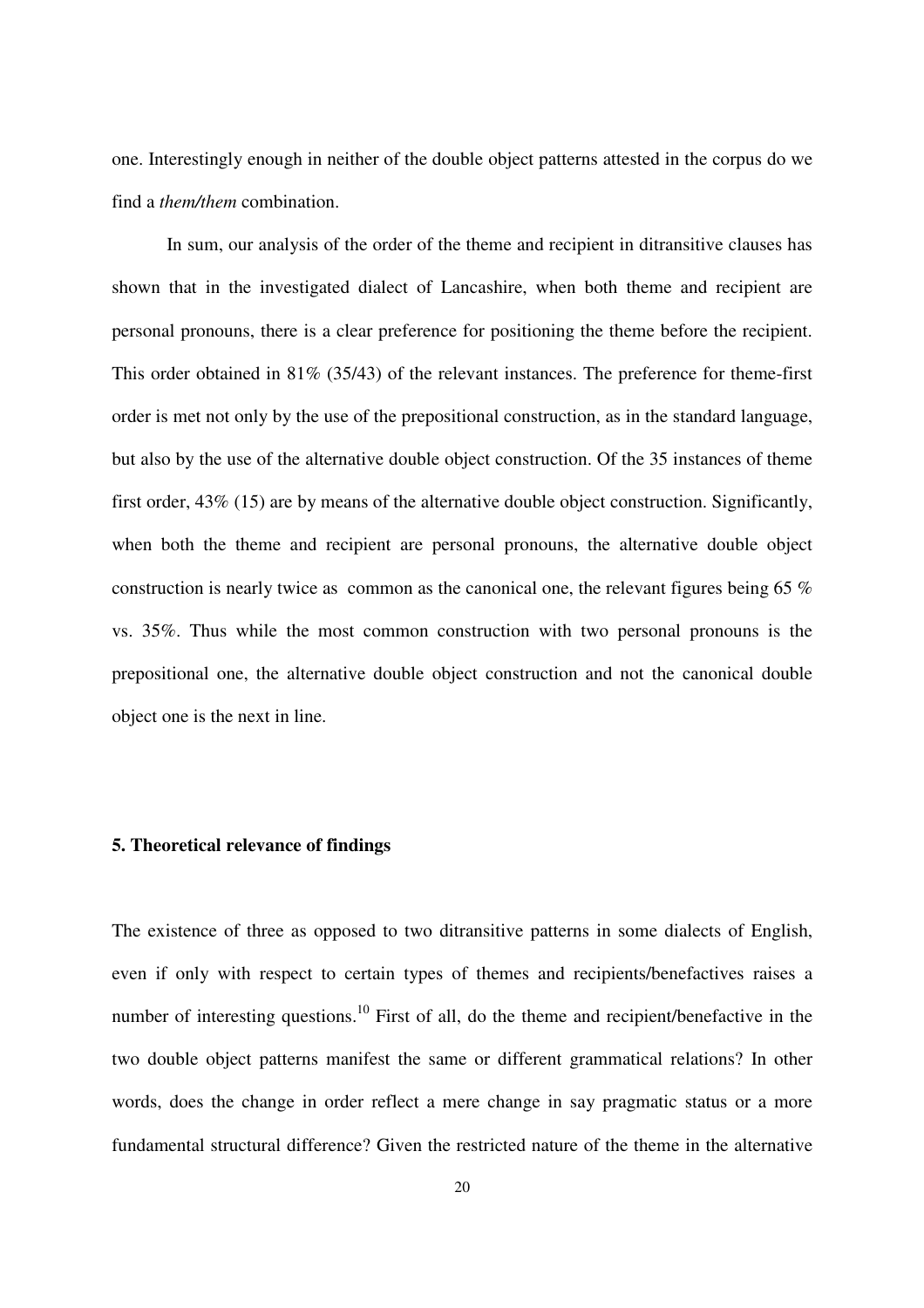one. Interestingly enough in neither of the double object patterns attested in the corpus do we find a *them/them* combination.

In sum, our analysis of the order of the theme and recipient in ditransitive clauses has shown that in the investigated dialect of Lancashire, when both theme and recipient are personal pronouns, there is a clear preference for positioning the theme before the recipient. This order obtained in 81% (35/43) of the relevant instances. The preference for theme-first order is met not only by the use of the prepositional construction, as in the standard language, but also by the use of the alternative double object construction. Of the 35 instances of theme first order, 43% (15) are by means of the alternative double object construction. Significantly, when both the theme and recipient are personal pronouns, the alternative double object construction is nearly twice as common as the canonical one, the relevant figures being 65 % vs. 35%. Thus while the most common construction with two personal pronouns is the prepositional one, the alternative double object construction and not the canonical double object one is the next in line.

## 5. Theoretical relevance of findings

The existence of three as opposed to two ditransitive patterns in some dialects of English, even if only with respect to certain types of themes and recipients/benefactives raises a number of interesting questions.[10] First of all, do the theme and recipient/benefactive in the two double object patterns manifest the same or different grammatical relations? In other words, does the change in order reflect a mere change in say pragmatic status or a more fundamental structural difference? Given the restricted nature of the theme in the alternative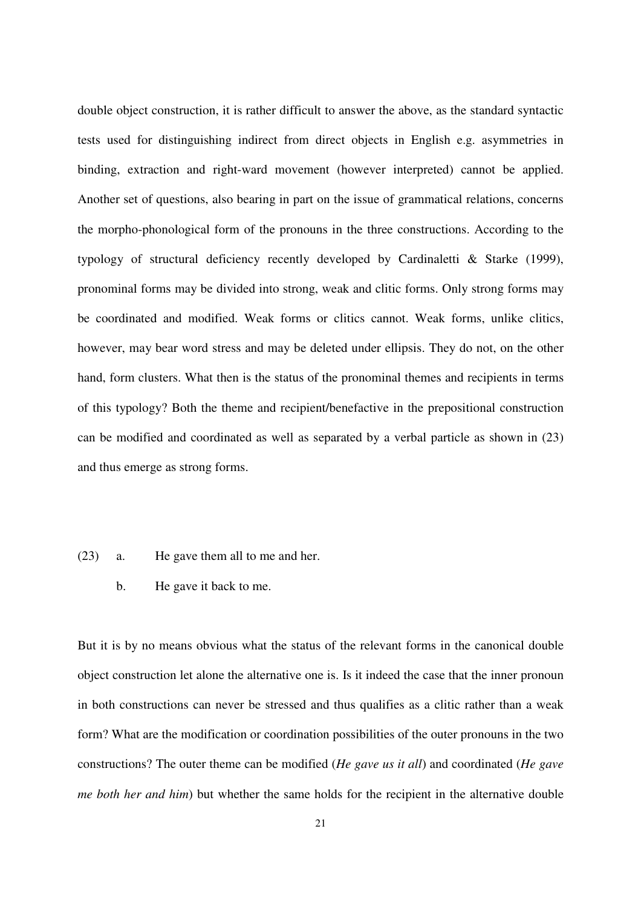double object construction, it is rather difficult to answer the above, as the standard syntactic tests used for distinguishing indirect from direct objects in English e.g. asymmetries in binding, extraction and right-ward movement (however interpreted) cannot be applied. Another set of questions, also bearing in part on the issue of grammatical relations, concerns the morpho-phonological form of the pronouns in the three constructions. According to the typology of structural deficiency recently developed by Cardinaletti & Starke (1999), pronominal forms may be divided into strong, weak and clitic forms. Only strong forms may be coordinated and modified. Weak forms or clitics cannot. Weak forms, unlike clitics, however, may bear word stress and may be deleted under ellipsis. They do not, on the other hand, form clusters. What then is the status of the pronominal themes and recipients in terms of this typology? Both the theme and recipient/benefactive in the prepositional construction can be modified and coordinated as well as separated by a verbal particle as shown in (23) and thus emerge as strong forms.

(23) a. He gave them all to me and her.

b. He gave it back to me.

But it is by no means obvious what the status of the relevant forms in the canonical double object construction let alone the alternative one is. Is it indeed the case that the inner pronoun in both constructions can never be stressed and thus qualifies as a clitic rather than a weak form? What are the modification or coordination possibilities of the outer pronouns in the two constructions? The outer theme can be modified (*He gave us it all*) and coordinated (*He gave me both her and him*) but whether the same holds for the recipient in the alternative double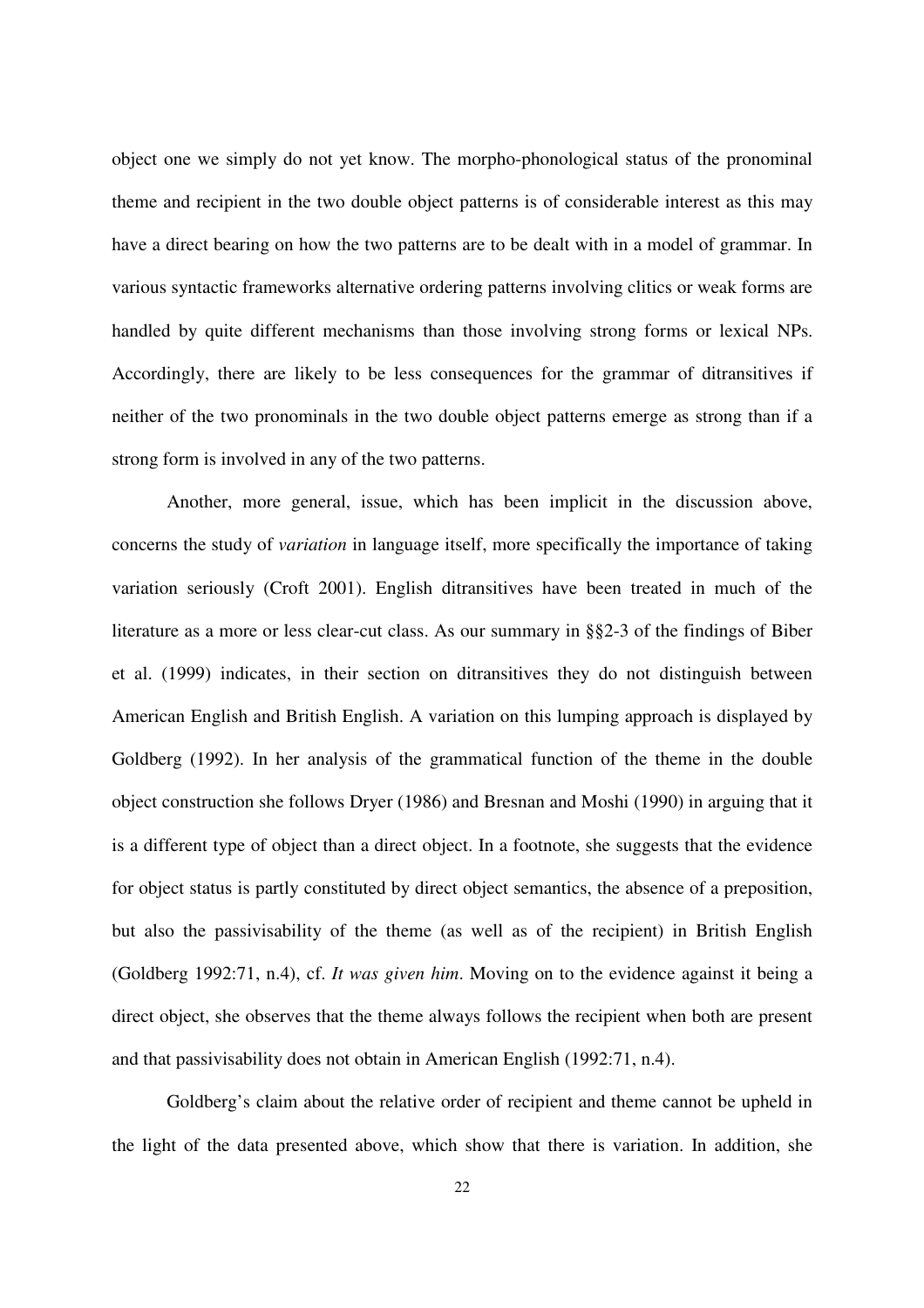object one we simply do not yet know. The morpho-phonological status of the pronominal theme and recipient in the two double object patterns is of considerable interest as this may have a direct bearing on how the two patterns are to be dealt with in a model of grammar. In various syntactic frameworks alternative ordering patterns involving clitics or weak forms are handled by quite different mechanisms than those involving strong forms or lexical NPs. Accordingly, there are likely to be less consequences for the grammar of ditransitives if neither of the two pronominals in the two double object patterns emerge as strong than if a strong form is involved in any of the two patterns.

Another, more general, issue, which has been implicit in the discussion above, concerns the study of *variation* in language itself, more specifically the importance of taking variation seriously (Croft 2001). English ditransitives have been treated in much of the literature as a more or less clear-cut class. As our summary in §§2-3 of the findings of Biber et al. (1999) indicates, in their section on ditransitives they do not distinguish between American English and British English. A variation on this lumping approach is displayed by Goldberg (1992). In her analysis of the grammatical function of the theme in the double object construction she follows Dryer (1986) and Bresnan and Moshi (1990) in arguing that it is a different type of object than a direct object. In a footnote, she suggests that the evidence for object status is partly constituted by direct object semantics, the absence of a preposition, but also the passivisability of the theme (as well as of the recipient) in British English (Goldberg 1992:71, n.4), cf. *It was given him*. Moving on to the evidence against it being a direct object, she observes that the theme always follows the recipient when both are present and that passivisability does not obtain in American English (1992:71, n.4).

Goldberg's claim about the relative order of recipient and theme cannot be upheld in the light of the data presented above, which show that there is variation. In addition, she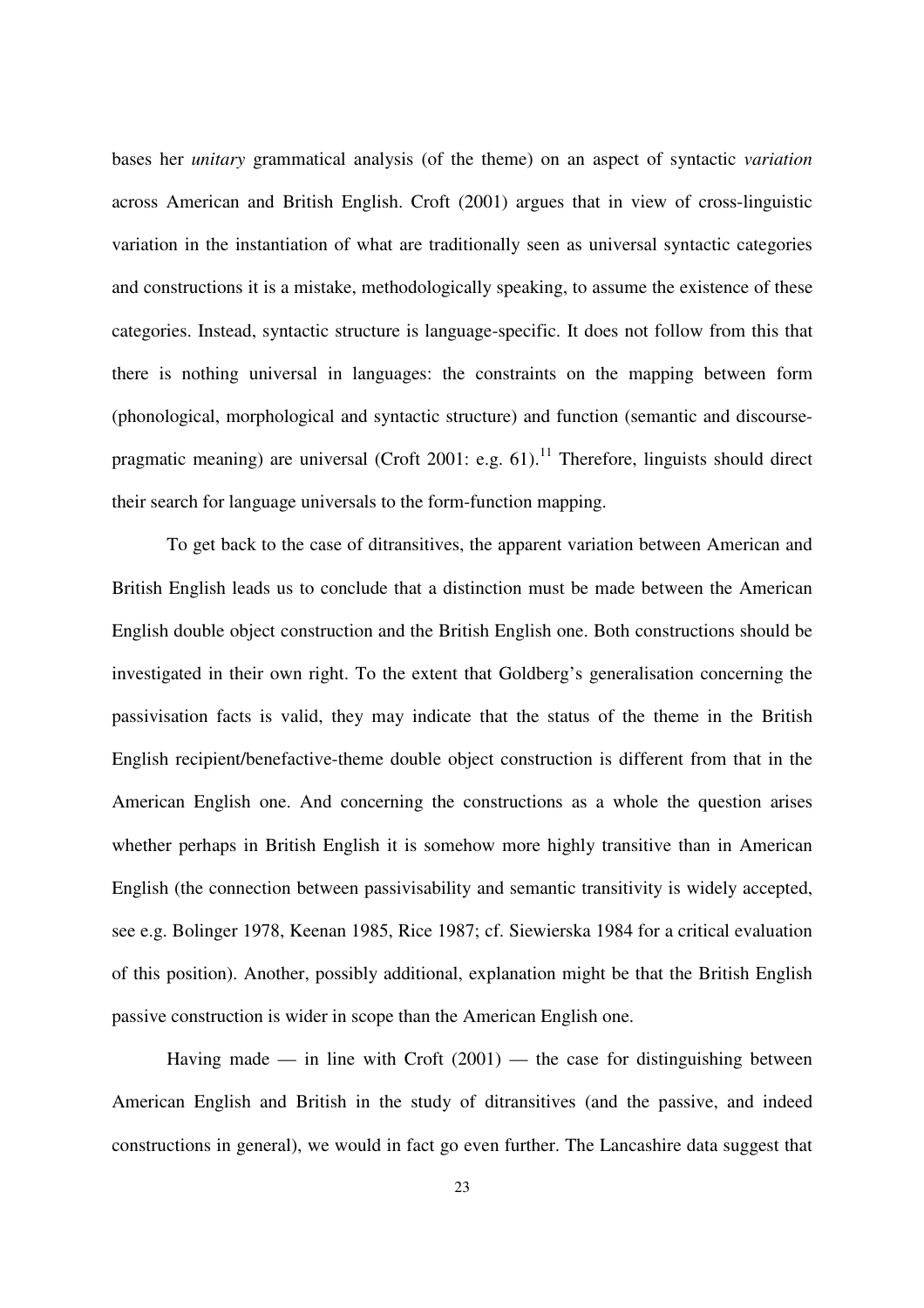bases her *unitary* grammatical analysis (of the theme) on an aspect of syntactic *variation* across American and British English. Croft (2001) argues that in view of cross-linguistic variation in the instantiation of what are traditionally seen as universal syntactic categories and constructions it is a mistake, methodologically speaking, to assume the existence of these categories. Instead, syntactic structure is language-specific. It does not follow from this that there is nothing universal in languages: the constraints on the mapping between form (phonological, morphological and syntactic structure) and function (semantic and discourse-pragmatic meaning) are universal (Croft 2001: e.g. 61).[11] Therefore, linguists should direct their search for language universals to the form-function mapping.

To get back to the case of ditransitives, the apparent variation between American and British English leads us to conclude that a distinction must be made between the American English double object construction and the British English one. Both constructions should be investigated in their own right. To the extent that Goldberg's generalisation concerning the passivisation facts is valid, they may indicate that the status of the theme in the British English recipient/benefactive-theme double object construction is different from that in the American English one. And concerning the constructions as a whole the question arises whether perhaps in British English it is somehow more highly transitive than in American English (the connection between passivisability and semantic transitivity is widely accepted, see e.g. Bolinger 1978, Keenan 1985, Rice 1987; cf. Siewierska 1984 for a critical evaluation of this position). Another, possibly additional, explanation might be that the British English passive construction is wider in scope than the American English one.

Having made — in line with Croft (2001) — the case for distinguishing between American English and British in the study of ditransitives (and the passive, and indeed constructions in general), we would in fact go even further. The Lancashire data suggest that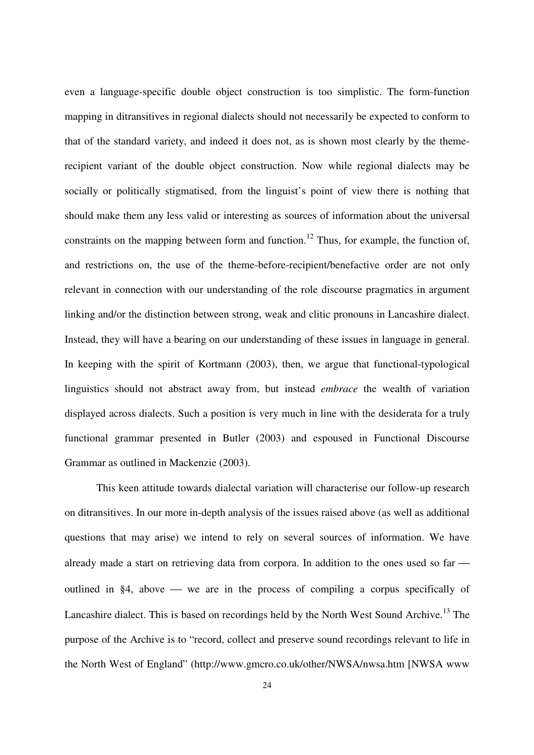even a language-specific double object construction is too simplistic. The form-function mapping in ditransitives in regional dialects should not necessarily be expected to conform to that of the standard variety, and indeed it does not, as is shown most clearly by the theme-recipient variant of the double object construction. Now while regional dialects may be socially or politically stigmatised, from the linguist's point of view there is nothing that should make them any less valid or interesting as sources of information about the universal constraints on the mapping between form and function.[12] Thus, for example, the function of, and restrictions on, the use of the theme-before-recipient/benefactive order are not only relevant in connection with our understanding of the role discourse pragmatics in argument linking and/or the distinction between strong, weak and clitic pronouns in Lancashire dialect. Instead, they will have a bearing on our understanding of these issues in language in general. In keeping with the spirit of Kortmann (2003), then, we argue that functional-typological linguistics should not abstract away from, but instead *embrace* the wealth of variation displayed across dialects. Such a position is very much in line with the desiderata for a truly functional grammar presented in Butler (2003) and espoused in Functional Discourse Grammar as outlined in Mackenzie (2003).

This keen attitude towards dialectal variation will characterise our follow-up research on ditransitives. In our more in-depth analysis of the issues raised above (as well as additional questions that may arise) we intend to rely on several sources of information. We have already made a start on retrieving data from corpora. In addition to the ones used so far — outlined in §4, above — we are in the process of compiling a corpus specifically of Lancashire dialect. This is based on recordings held by the North West Sound Archive.[13] The purpose of the Archive is to "record, collect and preserve sound recordings relevant to life in the North West of England" (http://www.gmcro.co.uk/other/NWSA/nwsa.htm [NWSA www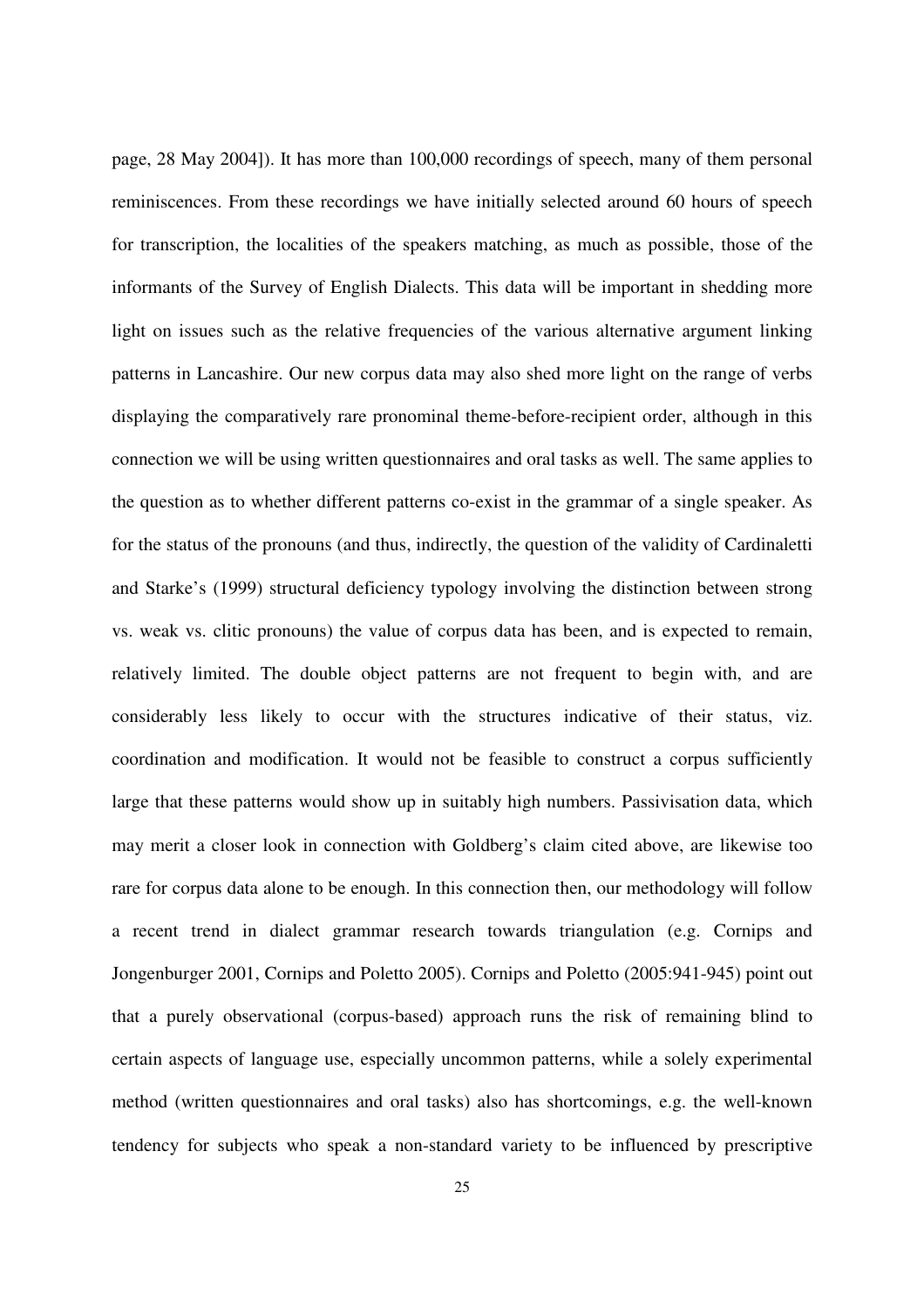page, 28 May 2004]). It has more than 100,000 recordings of speech, many of them personal reminiscences. From these recordings we have initially selected around 60 hours of speech for transcription, the localities of the speakers matching, as much as possible, those of the informants of the Survey of English Dialects. This data will be important in shedding more light on issues such as the relative frequencies of the various alternative argument linking patterns in Lancashire. Our new corpus data may also shed more light on the range of verbs displaying the comparatively rare pronominal theme-before-recipient order, although in this connection we will be using written questionnaires and oral tasks as well. The same applies to the question as to whether different patterns co-exist in the grammar of a single speaker. As for the status of the pronouns (and thus, indirectly, the question of the validity of Cardinaletti and Starke's (1999) structural deficiency typology involving the distinction between strong vs. weak vs. clitic pronouns) the value of corpus data has been, and is expected to remain, relatively limited. The double object patterns are not frequent to begin with, and are considerably less likely to occur with the structures indicative of their status, viz. coordination and modification. It would not be feasible to construct a corpus sufficiently large that these patterns would show up in suitably high numbers. Passivisation data, which may merit a closer look in connection with Goldberg's claim cited above, are likewise too rare for corpus data alone to be enough. In this connection then, our methodology will follow a recent trend in dialect grammar research towards triangulation (e.g. Cornips and Jongenburger 2001, Cornips and Poletto 2005). Cornips and Poletto (2005:941-945) point out that a purely observational (corpus-based) approach runs the risk of remaining blind to certain aspects of language use, especially uncommon patterns, while a solely experimental method (written questionnaires and oral tasks) also has shortcomings, e.g. the well-known tendency for subjects who speak a non-standard variety to be influenced by prescriptive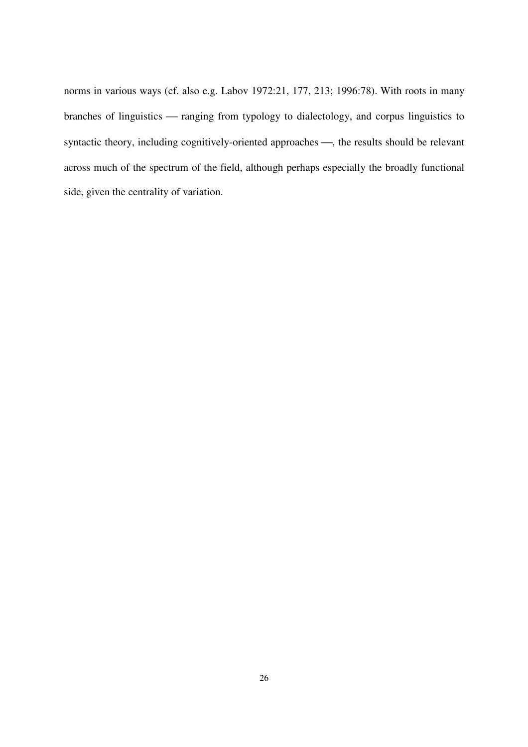norms in various ways (cf. also e.g. Labov 1972:21, 177, 213; 1996:78). With roots in many branches of linguistics — ranging from typology to dialectology, and corpus linguistics to syntactic theory, including cognitively-oriented approaches —, the results should be relevant across much of the spectrum of the field, although perhaps especially the broadly functional side, given the centrality of variation.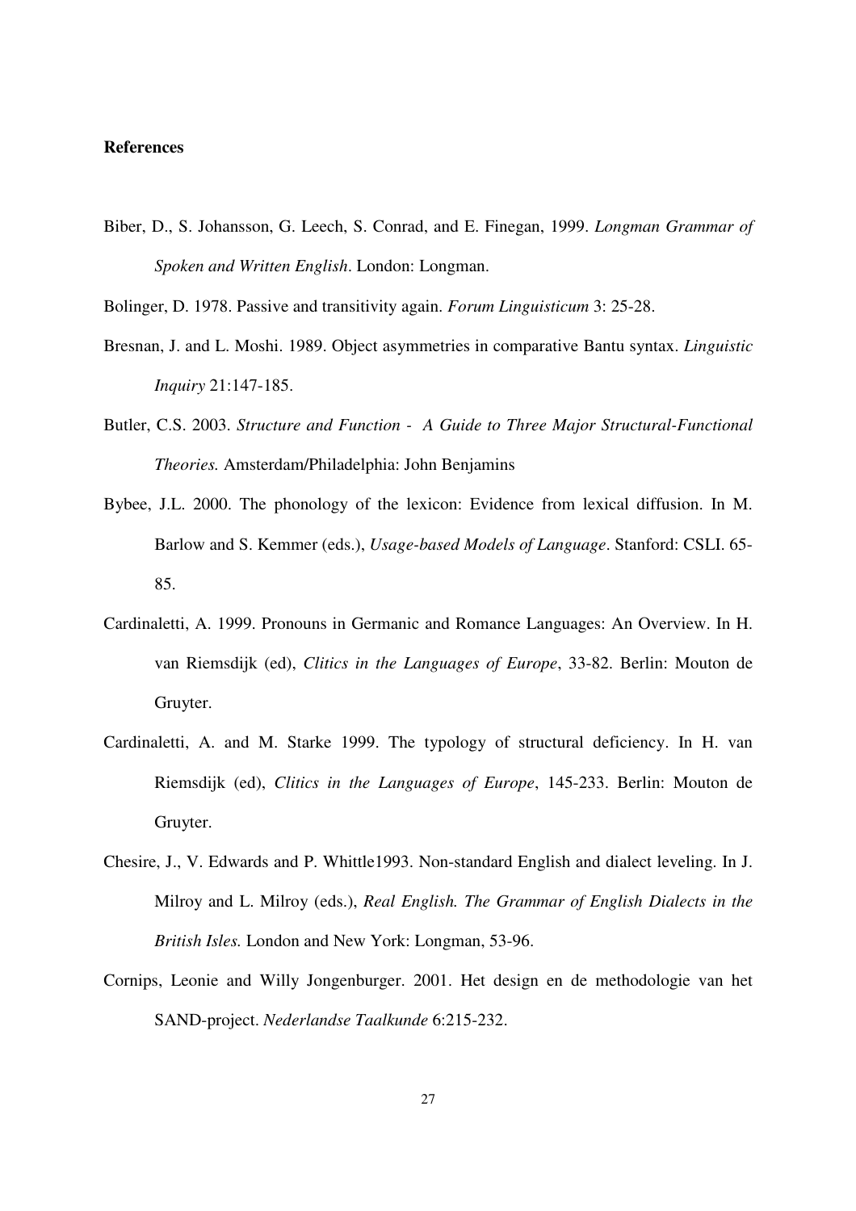**References**

Biber, D., S. Johansson, G. Leech, S. Conrad, and E. Finegan, 1999. *Longman Grammar of Spoken and Written English*. London: Longman.

Bolinger, D. 1978. Passive and transitivity again. *Forum Linguisticum* 3: 25-28.

Bresnan, J. and L. Moshi. 1989. Object asymmetries in comparative Bantu syntax. *Linguistic Inquiry* 21:147-185.

Butler, C.S. 2003. *Structure and Function - A Guide to Three Major Structural-Functional Theories.* Amsterdam/Philadelphia: John Benjamins

Bybee, J.L. 2000. The phonology of the lexicon: Evidence from lexical diffusion. In M. Barlow and S. Kemmer (eds.), *Usage-based Models of Language*. Stanford: CSLI. 65-85.

Cardinaletti, A. 1999. Pronouns in Germanic and Romance Languages: An Overview. In H. van Riemsdijk (ed), *Clitics in the Languages of Europe*, 33-82. Berlin: Mouton de Gruyter.

Cardinaletti, A. and M. Starke 1999. The typology of structural deficiency. In H. van Riemsdijk (ed), *Clitics in the Languages of Europe*, 145-233. Berlin: Mouton de Gruyter.

Chesire, J., V. Edwards and P. Whittle1993. Non-standard English and dialect leveling. In J. Milroy and L. Milroy (eds.), *Real English. The Grammar of English Dialects in the British Isles.* London and New York: Longman, 53-96.

Cornips, Leonie and Willy Jongenburger. 2001. Het design en de methodologie van het SAND-project. *Nederlandse Taalkunde* 6:215-232.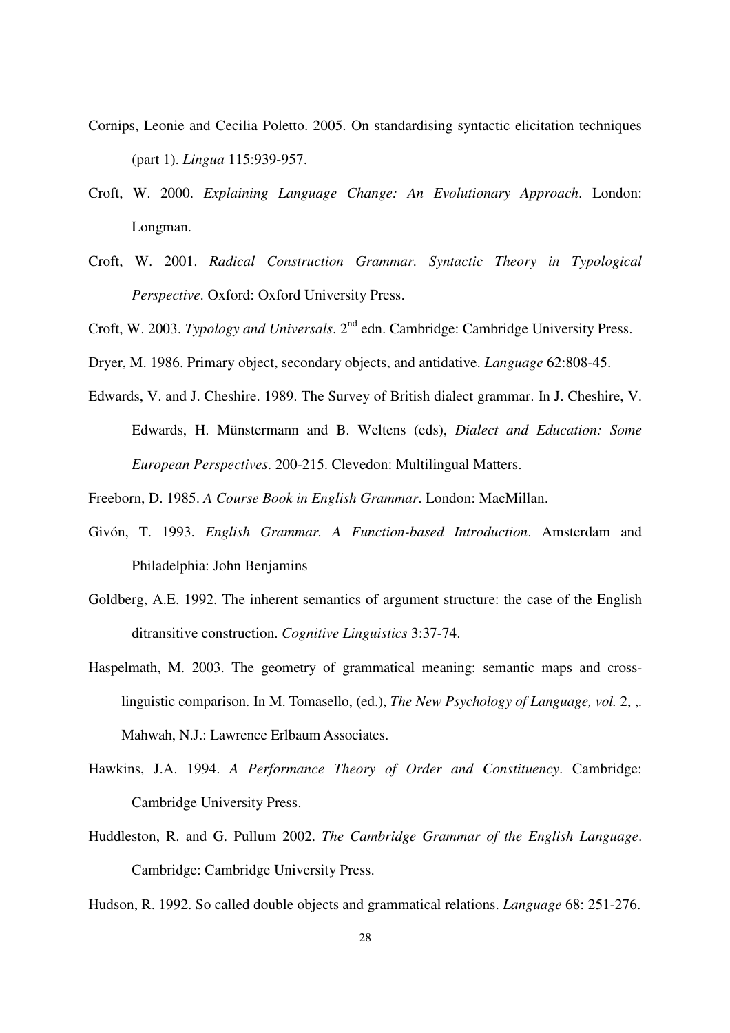Cornips, Leonie and Cecilia Poletto. 2005. On standardising syntactic elicitation techniques (part 1). *Lingua* 115:939-957.

Croft, W. 2000. *Explaining Language Change: An Evolutionary Approach*. London: Longman.

Croft, W. 2001. *Radical Construction Grammar. Syntactic Theory in Typological Perspective*. Oxford: Oxford University Press.

Croft, W. 2003. *Typology and Universals*. 2nd edn. Cambridge: Cambridge University Press.

Dryer, M. 1986. Primary object, secondary objects, and antidative. *Language* 62:808-45.

Edwards, V. and J. Cheshire. 1989. The Survey of British dialect grammar. In J. Cheshire, V. Edwards, H. Münstermann and B. Weltens (eds), *Dialect and Education: Some European Perspectives*. 200-215. Clevedon: Multilingual Matters.

Freeborn, D. 1985. *A Course Book in English Grammar*. London: MacMillan.

Givón, T. 1993. *English Grammar. A Function-based Introduction*. Amsterdam and Philadelphia: John Benjamins

Goldberg, A.E. 1992. The inherent semantics of argument structure: the case of the English ditransitive construction. *Cognitive Linguistics* 3:37-74.

Haspelmath, M. 2003. The geometry of grammatical meaning: semantic maps and cross-linguistic comparison. In M. Tomasello, (ed.), *The New Psychology of Language, vol.* 2, ,. Mahwah, N.J.: Lawrence Erlbaum Associates.

Hawkins, J.A. 1994. *A Performance Theory of Order and Constituency*. Cambridge: Cambridge University Press.

Huddleston, R. and G. Pullum 2002. *The Cambridge Grammar of the English Language*. Cambridge: Cambridge University Press.

Hudson, R. 1992. So called double objects and grammatical relations. *Language* 68: 251-276.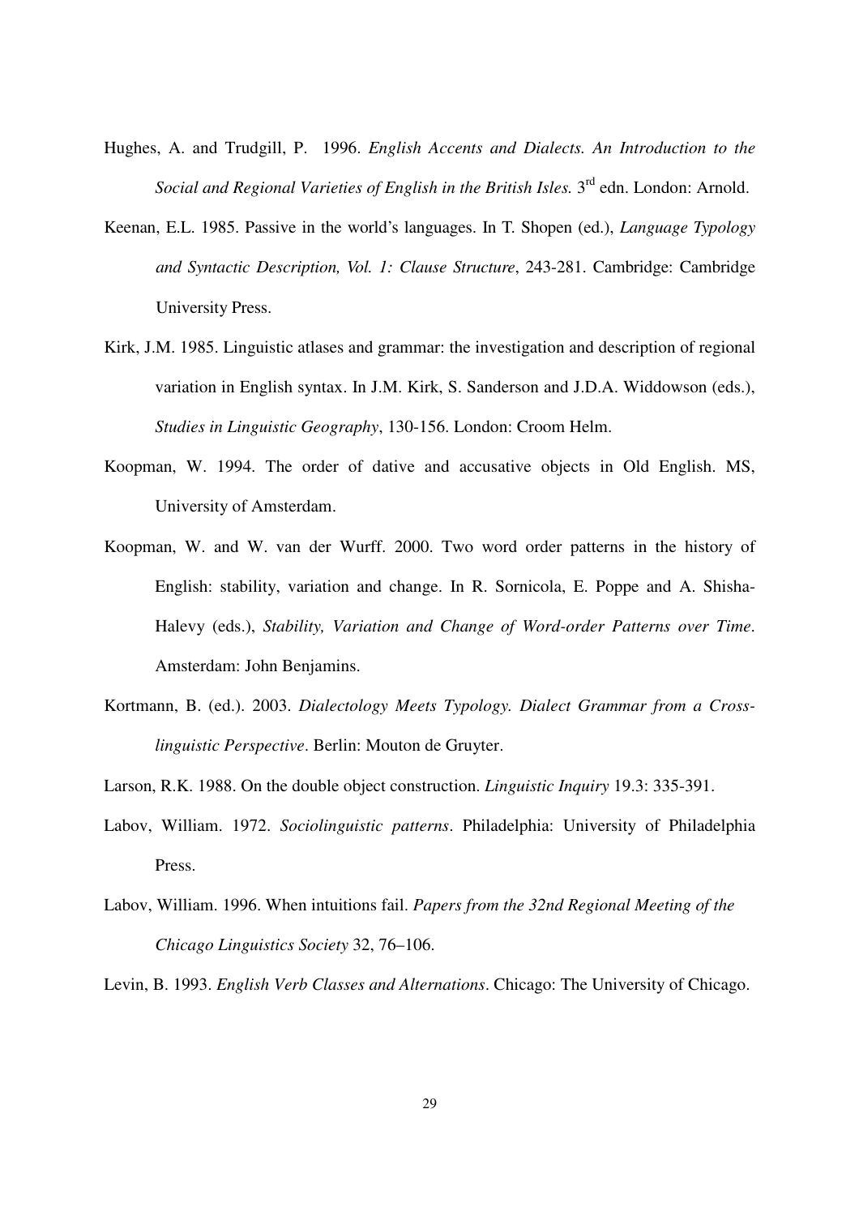Hughes, A. and Trudgill, P. 1996. *English Accents and Dialects. An Introduction to the Social and Regional Varieties of English in the British Isles.* 3rd edn. London: Arnold.

Keenan, E.L. 1985. Passive in the world's languages. In T. Shopen (ed.), *Language Typology and Syntactic Description, Vol. 1: Clause Structure*, 243-281. Cambridge: Cambridge University Press.

Kirk, J.M. 1985. Linguistic atlases and grammar: the investigation and description of regional variation in English syntax. In J.M. Kirk, S. Sanderson and J.D.A. Widdowson (eds.), *Studies in Linguistic Geography*, 130-156. London: Croom Helm.

Koopman, W. 1994. The order of dative and accusative objects in Old English. MS, University of Amsterdam.

Koopman, W. and W. van der Wurff. 2000. Two word order patterns in the history of English: stability, variation and change. In R. Sornicola, E. Poppe and A. Shisha-Halevy (eds.), *Stability, Variation and Change of Word-order Patterns over Time*. Amsterdam: John Benjamins.

Kortmann, B. (ed.). 2003. *Dialectology Meets Typology. Dialect Grammar from a Cross-linguistic Perspective*. Berlin: Mouton de Gruyter.

Larson, R.K. 1988. On the double object construction. *Linguistic Inquiry* 19.3: 335-391.

Labov, William. 1972. *Sociolinguistic patterns*. Philadelphia: University of Philadelphia Press.

Labov, William. 1996. When intuitions fail. *Papers from the 32nd Regional Meeting of the Chicago Linguistics Society* 32, 76–106.

Levin, B. 1993. *English Verb Classes and Alternations*. Chicago: The University of Chicago.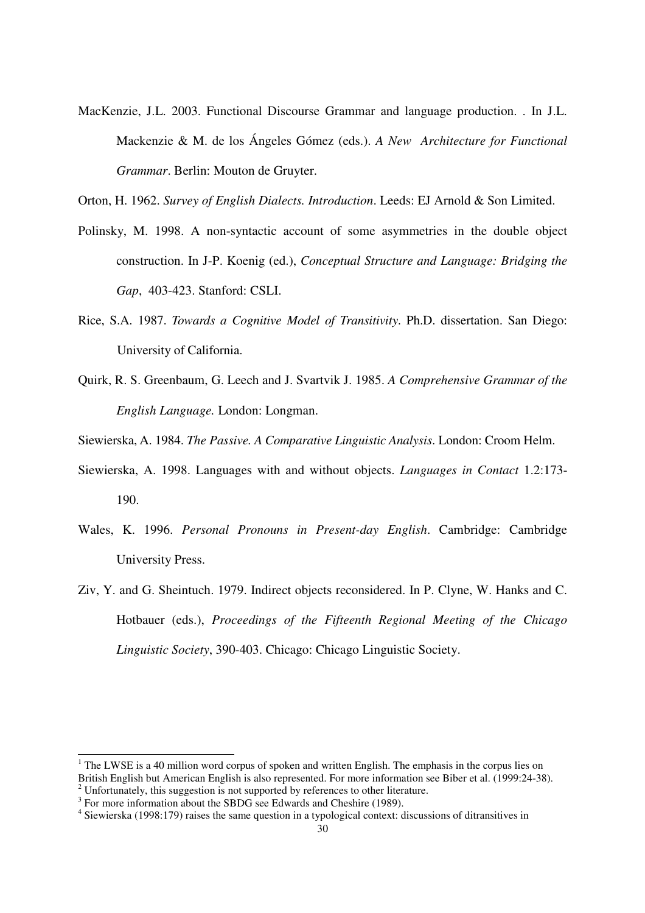MacKenzie, J.L. 2003. Functional Discourse Grammar and language production. . In J.L. Mackenzie & M. de los Ángeles Gómez (eds.). *A New Architecture for Functional Grammar*. Berlin: Mouton de Gruyter.

Orton, H. 1962. *Survey of English Dialects. Introduction*. Leeds: EJ Arnold & Son Limited.

Polinsky, M. 1998. A non-syntactic account of some asymmetries in the double object construction. In J-P. Koenig (ed.), *Conceptual Structure and Language: Bridging the Gap*, 403-423. Stanford: CSLI.

Rice, S.A. 1987. *Towards a Cognitive Model of Transitivity.* Ph.D. dissertation. San Diego: University of California.

Quirk, R. S. Greenbaum, G. Leech and J. Svartvik J. 1985. *A Comprehensive Grammar of the English Language.* London: Longman.

Siewierska, A. 1984. *The Passive. A Comparative Linguistic Analysis*. London: Croom Helm.

Siewierska, A. 1998. Languages with and without objects. *Languages in Contact* 1.2:173-190.

Wales, K. 1996. *Personal Pronouns in Present-day English*. Cambridge: Cambridge University Press.

Ziv, Y. and G. Sheintuch. 1979. Indirect objects reconsidered. In P. Clyne, W. Hanks and C. Hotbauer (eds.), *Proceedings of the Fifteenth Regional Meeting of the Chicago Linguistic Society*, 390-403. Chicago: Chicago Linguistic Society.

---

[1] The LWSE is a 40 million word corpus of spoken and written English. The emphasis in the corpus lies on British English but American English is also represented. For more information see Biber et al. (1999:24-38).

[2] Unfortunately, this suggestion is not supported by references to other literature.

[3] For more information about the SBDG see Edwards and Cheshire (1989).

[4] Siewierska (1998:179) raises the same question in a typological context: discussions of ditransitives in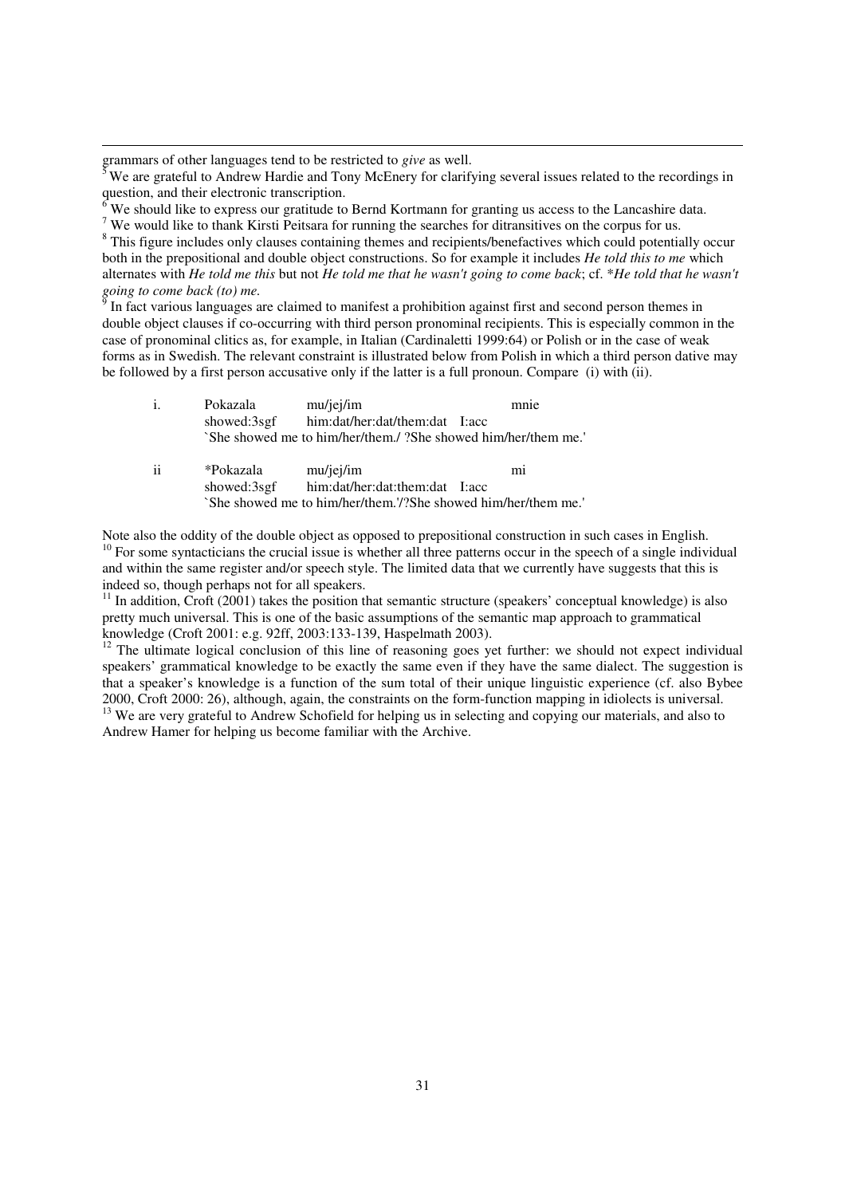grammars of other languages tend to be restricted to *give* as well.

[5] We are grateful to Andrew Hardie and Tony McEnery for clarifying several issues related to the recordings in question, and their electronic transcription.

[6] We should like to express our gratitude to Bernd Kortmann for granting us access to the Lancashire data.

[7] We would like to thank Kirsti Peitsara for running the searches for ditransitives on the corpus for us.

[8] This figure includes only clauses containing themes and recipients/benefactives which could potentially occur both in the prepositional and double object constructions. So for example it includes *He told this to me* which alternates with *He told me this* but not *He told me that he wasn't going to come back*; cf. **He told that he wasn't going to come back (to) me.*

[9] In fact various languages are claimed to manifest a prohibition against first and second person themes in double object clauses if co-occurring with third person pronominal recipients. This is especially common in the case of pronominal clitics as, for example, in Italian (Cardinaletti 1999:64) or Polish or in the case of weak forms as in Swedish. The relevant constraint is illustrated below from Polish in which a third person dative may be followed by a first person accusative only if the latter is a full pronoun. Compare (i) with (ii).

| i. | Pokazala | mu/jej/im | mnie |
|---|---|---|---|
| | showed:3sgf | him:dat/her:dat/them:dat | I:acc |
| | `She showed me to him/her/them./ ?She showed him/her/them me.' | | |
| ii | *Pokazala | mu/jej/im | mi |
| | showed:3sgf | him:dat/her:dat:them:dat | I:acc |
| | `She showed me to him/her/them.'/?She showed him/her/them me.' | | |

Note also the oddity of the double object as opposed to prepositional construction in such cases in English.

[10] For some syntacticians the crucial issue is whether all three patterns occur in the speech of a single individual and within the same register and/or speech style. The limited data that we currently have suggests that this is indeed so, though perhaps not for all speakers.

[11] In addition, Croft (2001) takes the position that semantic structure (speakers' conceptual knowledge) is also pretty much universal. This is one of the basic assumptions of the semantic map approach to grammatical knowledge (Croft 2001: e.g. 92ff, 2003:133-139, Haspelmath 2003).

[12] The ultimate logical conclusion of this line of reasoning goes yet further: we should not expect individual speakers' grammatical knowledge to be exactly the same even if they have the same dialect. The suggestion is that a speaker's knowledge is a function of the sum total of their unique linguistic experience (cf. also Bybee 2000, Croft 2000: 26), although, again, the constraints on the form-function mapping in idiolects is universal.

[13] We are very grateful to Andrew Schofield for helping us in selecting and copying our materials, and also to Andrew Hamer for helping us become familiar with the Archive.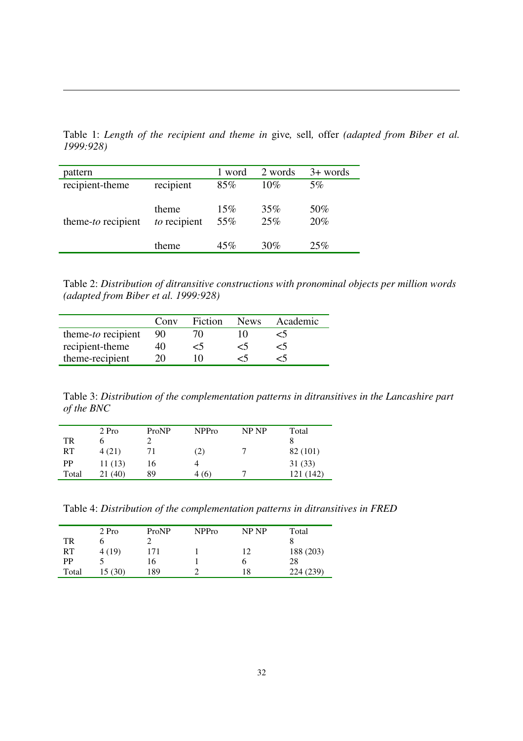Table 1: *Length of the recipient and theme in* give*,* sell*,* offer *(adapted from Biber et al. 1999:928)*

| pattern | | 1 word | 2 words | 3+ words |
|---|---|---|---|---|
| recipient-theme | recipient | 85% | 10% | 5% |
| | theme | 15% | 35% | 50% |
| theme-*to* recipient | *to* recipient | 55% | 25% | 20% |
| | theme | 45% | 30% | 25% |

Table 2: *Distribution of ditransitive constructions with pronominal objects per million words (adapted from Biber et al. 1999:928)*

| | Conv | Fiction | News | Academic |
|---|---|---|---|---|
| theme-*to* recipient | 90 | 70 | 10 | <5 |
| recipient-theme | 40 | <5 | <5 | <5 |
| theme-recipient | 20 | 10 | <5 | <5 |

Table 3: *Distribution of the complementation patterns in ditransitives in the Lancashire part of the BNC*

| | 2 Pro | ProNP | NPPro | NP NP | Total |
|---|---|---|---|---|---|
| TR | 6 | 2 | | | 8 |
| RT | 4 (21) | 71 | (2) | 7 | 82 (101) |
| PP | 11 (13) | 16 | 4 | | 31 (33) |
| Total | 21 (40) | 89 | 4 (6) | 7 | 121 (142) |

Table 4: *Distribution of the complementation patterns in ditransitives in FRED*

| | 2 Pro | ProNP | NPPro | NP NP | Total |
|---|---|---|---|---|---|
| TR | 6 | 2 | | | 8 |
| RT | 4 (19) | 171 | 1 | 12 | 188 (203) |
| PP | 5 | 16 | 1 | 6 | 28 |
| Total | 15 (30) | 189 | 2 | 18 | 224 (239) |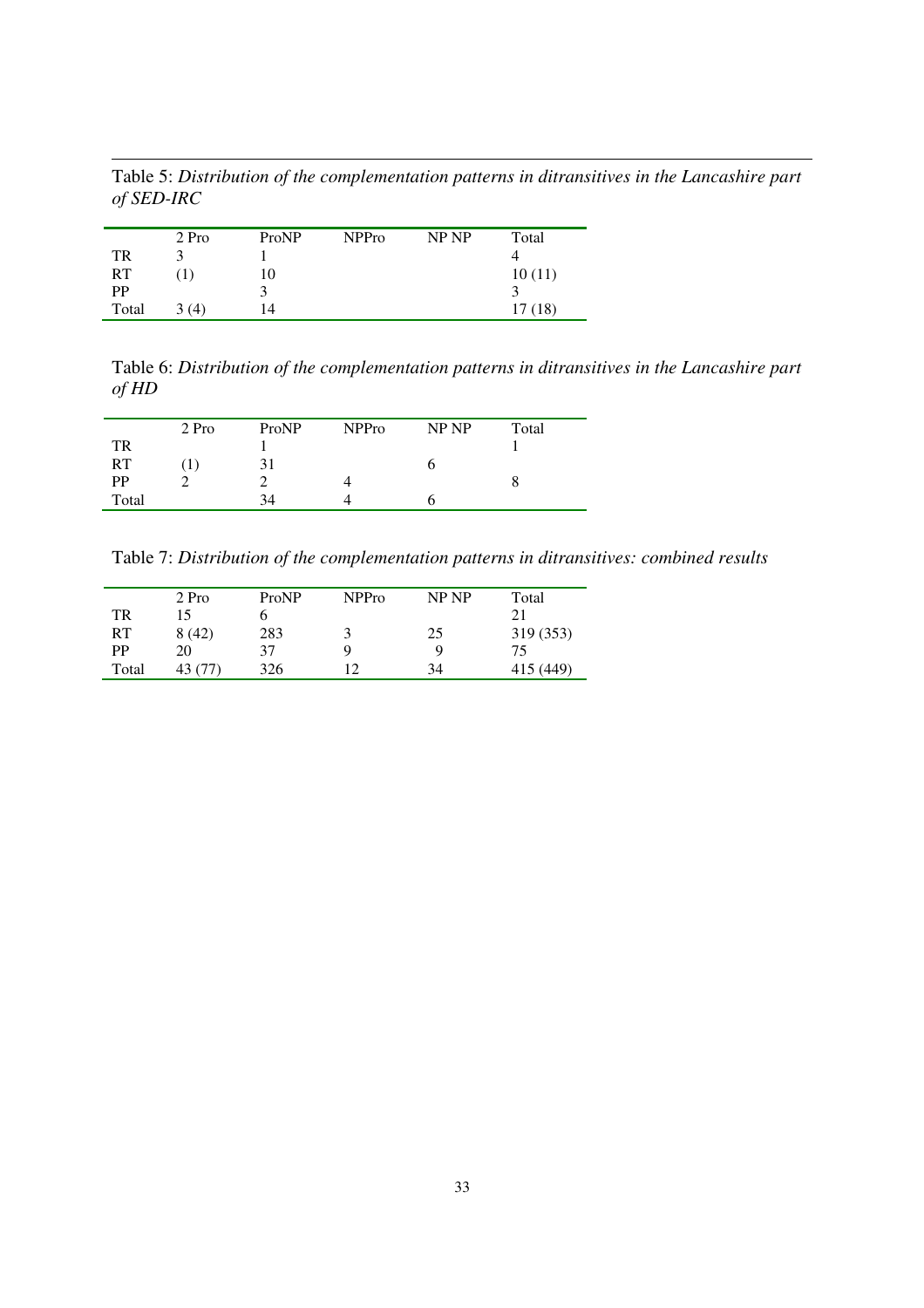Table 5: *Distribution of the complementation patterns in ditransitives in the Lancashire part of SED-IRC*

| | 2 Pro | ProNP | NPPro | NP NP | Total |
|---|---|---|---|---|---|
| TR | 3 | 1 | | | 4 |
| RT | (1) | 10 | | | 10 (11) |
| PP | | 3 | | | 3 |
| Total | 3 (4) | 14 | | | 17 (18) |

Table 6: *Distribution of the complementation patterns in ditransitives in the Lancashire part of HD*

| | 2 Pro | ProNP | NPPro | NP NP | Total |
|---|---|---|---|---|---|
| TR | | 1 | | | 1 |
| RT | (1) | 31 | | 6 | |
| PP | 2 | 2 | 4 | | 8 |
| Total | | 34 | 4 | 6 | |

Table 7: *Distribution of the complementation patterns in ditransitives: combined results*

| | 2 Pro | ProNP | NPPro | NP NP | Total |
|---|---|---|---|---|---|
| TR | 15 | 6 | | | 21 |
| RT | 8 (42) | 283 | 3 | 25 | 319 (353) |
| PP | 20 | 37 | 9 | 9 | 75 |
| Total | 43 (77) | 326 | 12 | 34 | 415 (449) |